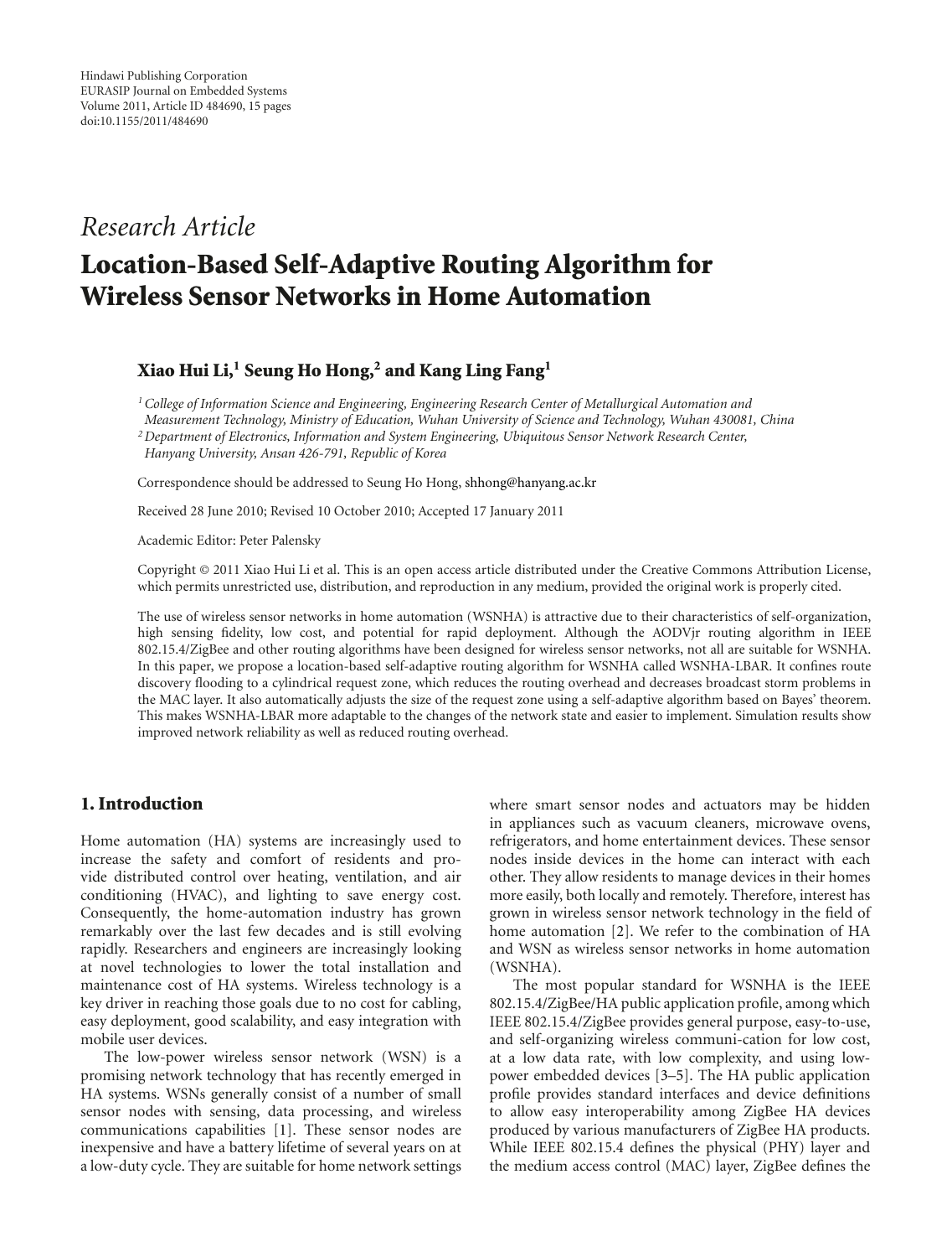Hindawi Publishing Corporation
EURASIP Journal on Embedded Systems
Volume 2011, Article ID 484690, 15 pages
doi:10.1155/2011/484690

*Research Article*

# Location-Based Self-Adaptive Routing Algorithm for Wireless Sensor Networks in Home Automation

**Xiao Hui Li,[1] Seung Ho Hong,[2] and Kang Ling Fang[1]**

[1] *College of Information Science and Engineering, Engineering Research Center of Metallurgical Automation and Measurement Technology, Ministry of Education, Wuhan University of Science and Technology, Wuhan 430081, China*
[2] *Department of Electronics, Information and System Engineering, Ubiquitous Sensor Network Research Center, Hanyang University, Ansan 426-791, Republic of Korea*

Correspondence should be addressed to Seung Ho Hong, shhong@hanyang.ac.kr

Received 28 June 2010; Revised 10 October 2010; Accepted 17 January 2011

Academic Editor: Peter Palensky

Copyright © 2011 Xiao Hui Li et al. This is an open access article distributed under the Creative Commons Attribution License, which permits unrestricted use, distribution, and reproduction in any medium, provided the original work is properly cited.

The use of wireless sensor networks in home automation (WSNHA) is attractive due to their characteristics of self-organization, high sensing fidelity, low cost, and potential for rapid deployment. Although the AODVjr routing algorithm in IEEE 802.15.4/ZigBee and other routing algorithms have been designed for wireless sensor networks, not all are suitable for WSNHA. In this paper, we propose a location-based self-adaptive routing algorithm for WSNHA called WSNHA-LBAR. It confines route discovery flooding to a cylindrical request zone, which reduces the routing overhead and decreases broadcast storm problems in the MAC layer. It also automatically adjusts the size of the request zone using a self-adaptive algorithm based on Bayes' theorem. This makes WSNHA-LBAR more adaptable to the changes of the network state and easier to implement. Simulation results show improved network reliability as well as reduced routing overhead.

## 1. Introduction

Home automation (HA) systems are increasingly used to increase the safety and comfort of residents and provide distributed control over heating, ventilation, and air conditioning (HVAC), and lighting to save energy cost. Consequently, the home-automation industry has grown remarkably over the last few decades and is still evolving rapidly. Researchers and engineers are increasingly looking at novel technologies to lower the total installation and maintenance cost of HA systems. Wireless technology is a key driver in reaching those goals due to no cost for cabling, easy deployment, good scalability, and easy integration with mobile user devices.

The low-power wireless sensor network (WSN) is a promising network technology that has recently emerged in HA systems. WSNs generally consist of a number of small sensor nodes with sensing, data processing, and wireless communications capabilities [1]. These sensor nodes are inexpensive and have a battery lifetime of several years on at a low-duty cycle. They are suitable for home network settings where smart sensor nodes and actuators may be hidden in appliances such as vacuum cleaners, microwave ovens, refrigerators, and home entertainment devices. These sensor nodes inside devices in the home can interact with each other. They allow residents to manage devices in their homes more easily, both locally and remotely. Therefore, interest has grown in wireless sensor network technology in the field of home automation [2]. We refer to the combination of HA and WSN as wireless sensor networks in home automation (WSNHA).

The most popular standard for WSNHA is the IEEE 802.15.4/ZigBee/HA public application profile, among which IEEE 802.15.4/ZigBee provides general purpose, easy-to-use, and self-organizing wireless communi-cation for low cost, at a low data rate, with low complexity, and using low-power embedded devices [3–5]. The HA public application profile provides standard interfaces and device definitions to allow easy interoperability among ZigBee HA devices produced by various manufacturers of ZigBee HA products. While IEEE 802.15.4 defines the physical (PHY) layer and the medium access control (MAC) layer, ZigBee defines the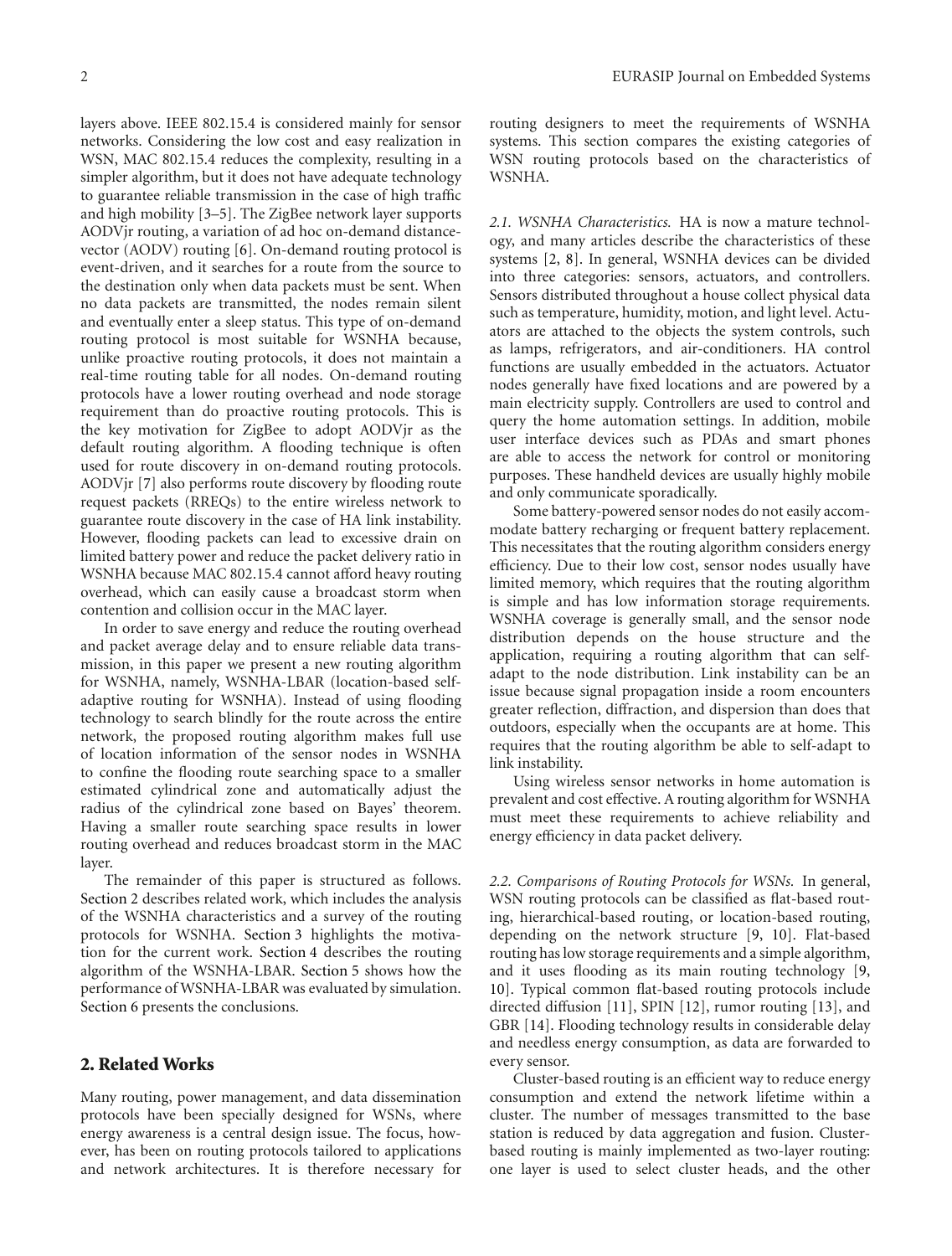layers above. IEEE 802.15.4 is considered mainly for sensor networks. Considering the low cost and easy realization in WSN, MAC 802.15.4 reduces the complexity, resulting in a simpler algorithm, but it does not have adequate technology to guarantee reliable transmission in the case of high traffic and high mobility [3–5]. The ZigBee network layer supports AODVjr routing, a variation of ad hoc on-demand distance-vector (AODV) routing [6]. On-demand routing protocol is event-driven, and it searches for a route from the source to the destination only when data packets must be sent. When no data packets are transmitted, the nodes remain silent and eventually enter a sleep status. This type of on-demand routing protocol is most suitable for WSNHA because, unlike proactive routing protocols, it does not maintain a real-time routing table for all nodes. On-demand routing protocols have a lower routing overhead and node storage requirement than do proactive routing protocols. This is the key motivation for ZigBee to adopt AODVjr as the default routing algorithm. A flooding technique is often used for route discovery in on-demand routing protocols. AODVjr [7] also performs route discovery by flooding route request packets (RREQs) to the entire wireless network to guarantee route discovery in the case of HA link instability. However, flooding packets can lead to excessive drain on limited battery power and reduce the packet delivery ratio in WSNHA because MAC 802.15.4 cannot afford heavy routing overhead, which can easily cause a broadcast storm when contention and collision occur in the MAC layer.

In order to save energy and reduce the routing overhead and packet average delay and to ensure reliable data transmission, in this paper we present a new routing algorithm for WSNHA, namely, WSNHA-LBAR (location-based self-adaptive routing for WSNHA). Instead of using flooding technology to search blindly for the route across the entire network, the proposed routing algorithm makes full use of location information of the sensor nodes in WSNHA to confine the flooding route searching space to a smaller estimated cylindrical zone and automatically adjust the radius of the cylindrical zone based on Bayes' theorem. Having a smaller route searching space results in lower routing overhead and reduces broadcast storm in the MAC layer.

The remainder of this paper is structured as follows. Section 2 describes related work, which includes the analysis of the WSNHA characteristics and a survey of the routing protocols for WSNHA. Section 3 highlights the motivation for the current work. Section 4 describes the routing algorithm of the WSNHA-LBAR. Section 5 shows how the performance of WSNHA-LBAR was evaluated by simulation. Section 6 presents the conclusions.

## 2. Related Works

Many routing, power management, and data dissemination protocols have been specially designed for WSNs, where energy awareness is a central design issue. The focus, however, has been on routing protocols tailored to applications and network architectures. It is therefore necessary for routing designers to meet the requirements of WSNHA systems. This section compares the existing categories of WSN routing protocols based on the characteristics of WSNHA.

*2.1. WSNHA Characteristics.* HA is now a mature technology, and many articles describe the characteristics of these systems [2, 8]. In general, WSNHA devices can be divided into three categories: sensors, actuators, and controllers. Sensors distributed throughout a house collect physical data such as temperature, humidity, motion, and light level. Actuators are attached to the objects the system controls, such as lamps, refrigerators, and air-conditioners. HA control functions are usually embedded in the actuators. Actuator nodes generally have fixed locations and are powered by a main electricity supply. Controllers are used to control and query the home automation settings. In addition, mobile user interface devices such as PDAs and smart phones are able to access the network for control or monitoring purposes. These handheld devices are usually highly mobile and only communicate sporadically.

Some battery-powered sensor nodes do not easily accommodate battery recharging or frequent battery replacement. This necessitates that the routing algorithm considers energy efficiency. Due to their low cost, sensor nodes usually have limited memory, which requires that the routing algorithm is simple and has low information storage requirements. WSNHA coverage is generally small, and the sensor node distribution depends on the house structure and the application, requiring a routing algorithm that can self-adapt to the node distribution. Link instability can be an issue because signal propagation inside a room encounters greater reflection, diffraction, and dispersion than does that outdoors, especially when the occupants are at home. This requires that the routing algorithm be able to self-adapt to link instability.

Using wireless sensor networks in home automation is prevalent and cost effective. A routing algorithm for WSNHA must meet these requirements to achieve reliability and energy efficiency in data packet delivery.

*2.2. Comparisons of Routing Protocols for WSNs.* In general, WSN routing protocols can be classified as flat-based routing, hierarchical-based routing, or location-based routing, depending on the network structure [9, 10]. Flat-based routing has low storage requirements and a simple algorithm, and it uses flooding as its main routing technology [9, 10]. Typical common flat-based routing protocols include directed diffusion [11], SPIN [12], rumor routing [13], and GBR [14]. Flooding technology results in considerable delay and needless energy consumption, as data are forwarded to every sensor.

Cluster-based routing is an efficient way to reduce energy consumption and extend the network lifetime within a cluster. The number of messages transmitted to the base station is reduced by data aggregation and fusion. Cluster-based routing is mainly implemented as two-layer routing: one layer is used to select cluster heads, and the other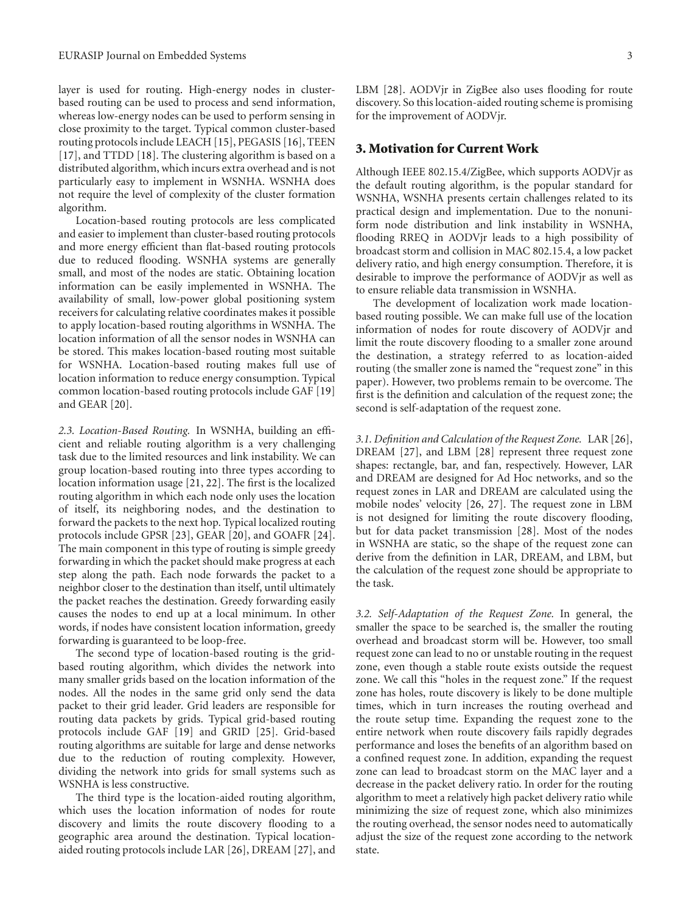layer is used for routing. High-energy nodes in cluster-based routing can be used to process and send information, whereas low-energy nodes can be used to perform sensing in close proximity to the target. Typical common cluster-based routing protocols include LEACH [15], PEGASIS [16], TEEN [17], and TTDD [18]. The clustering algorithm is based on a distributed algorithm, which incurs extra overhead and is not particularly easy to implement in WSNHA. WSNHA does not require the level of complexity of the cluster formation algorithm.

Location-based routing protocols are less complicated and easier to implement than cluster-based routing protocols and more energy efficient than flat-based routing protocols due to reduced flooding. WSNHA systems are generally small, and most of the nodes are static. Obtaining location information can be easily implemented in WSNHA. The availability of small, low-power global positioning system receivers for calculating relative coordinates makes it possible to apply location-based routing algorithms in WSNHA. The location information of all the sensor nodes in WSNHA can be stored. This makes location-based routing most suitable for WSNHA. Location-based routing makes full use of location information to reduce energy consumption. Typical common location-based routing protocols include GAF [19] and GEAR [20].

*2.3. Location-Based Routing.* In WSNHA, building an efficient and reliable routing algorithm is a very challenging task due to the limited resources and link instability. We can group location-based routing into three types according to location information usage [21, 22]. The first is the localized routing algorithm in which each node only uses the location of itself, its neighboring nodes, and the destination to forward the packets to the next hop. Typical localized routing protocols include GPSR [23], GEAR [20], and GOAFR [24]. The main component in this type of routing is simple greedy forwarding in which the packet should make progress at each step along the path. Each node forwards the packet to a neighbor closer to the destination than itself, until ultimately the packet reaches the destination. Greedy forwarding easily causes the nodes to end up at a local minimum. In other words, if nodes have consistent location information, greedy forwarding is guaranteed to be loop-free.

The second type of location-based routing is the grid-based routing algorithm, which divides the network into many smaller grids based on the location information of the nodes. All the nodes in the same grid only send the data packet to their grid leader. Grid leaders are responsible for routing data packets by grids. Typical grid-based routing protocols include GAF [19] and GRID [25]. Grid-based routing algorithms are suitable for large and dense networks due to the reduction of routing complexity. However, dividing the network into grids for small systems such as WSNHA is less constructive.

The third type is the location-aided routing algorithm, which uses the location information of nodes for route discovery and limits the route discovery flooding to a geographic area around the destination. Typical location-aided routing protocols include LAR [26], DREAM [27], and LBM [28]. AODVjr in ZigBee also uses flooding for route discovery. So this location-aided routing scheme is promising for the improvement of AODVjr.

## 3. Motivation for Current Work

Although IEEE 802.15.4/ZigBee, which supports AODVjr as the default routing algorithm, is the popular standard for WSNHA, WSNHA presents certain challenges related to its practical design and implementation. Due to the nonuniform node distribution and link instability in WSNHA, flooding RREQ in AODVjr leads to a high possibility of broadcast storm and collision in MAC 802.15.4, a low packet delivery ratio, and high energy consumption. Therefore, it is desirable to improve the performance of AODVjr as well as to ensure reliable data transmission in WSNHA.

The development of localization work made location-based routing possible. We can make full use of the location information of nodes for route discovery of AODVjr and limit the route discovery flooding to a smaller zone around the destination, a strategy referred to as location-aided routing (the smaller zone is named the "request zone" in this paper). However, two problems remain to be overcome. The first is the definition and calculation of the request zone; the second is self-adaptation of the request zone.

*3.1. Definition and Calculation of the Request Zone.* LAR [26], DREAM [27], and LBM [28] represent three request zone shapes: rectangle, bar, and fan, respectively. However, LAR and DREAM are designed for Ad Hoc networks, and so the request zones in LAR and DREAM are calculated using the mobile nodes' velocity [26, 27]. The request zone in LBM is not designed for limiting the route discovery flooding, but for data packet transmission [28]. Most of the nodes in WSNHA are static, so the shape of the request zone can derive from the definition in LAR, DREAM, and LBM, but the calculation of the request zone should be appropriate to the task.

*3.2. Self-Adaptation of the Request Zone.* In general, the smaller the space to be searched is, the smaller the routing overhead and broadcast storm will be. However, too small request zone can lead to no or unstable routing in the request zone, even though a stable route exists outside the request zone. We call this "holes in the request zone." If the request zone has holes, route discovery is likely to be done multiple times, which in turn increases the routing overhead and the route setup time. Expanding the request zone to the entire network when route discovery fails rapidly degrades performance and loses the benefits of an algorithm based on a confined request zone. In addition, expanding the request zone can lead to broadcast storm on the MAC layer and a decrease in the packet delivery ratio. In order for the routing algorithm to meet a relatively high packet delivery ratio while minimizing the size of request zone, which also minimizes the routing overhead, the sensor nodes need to automatically adjust the size of the request zone according to the network state.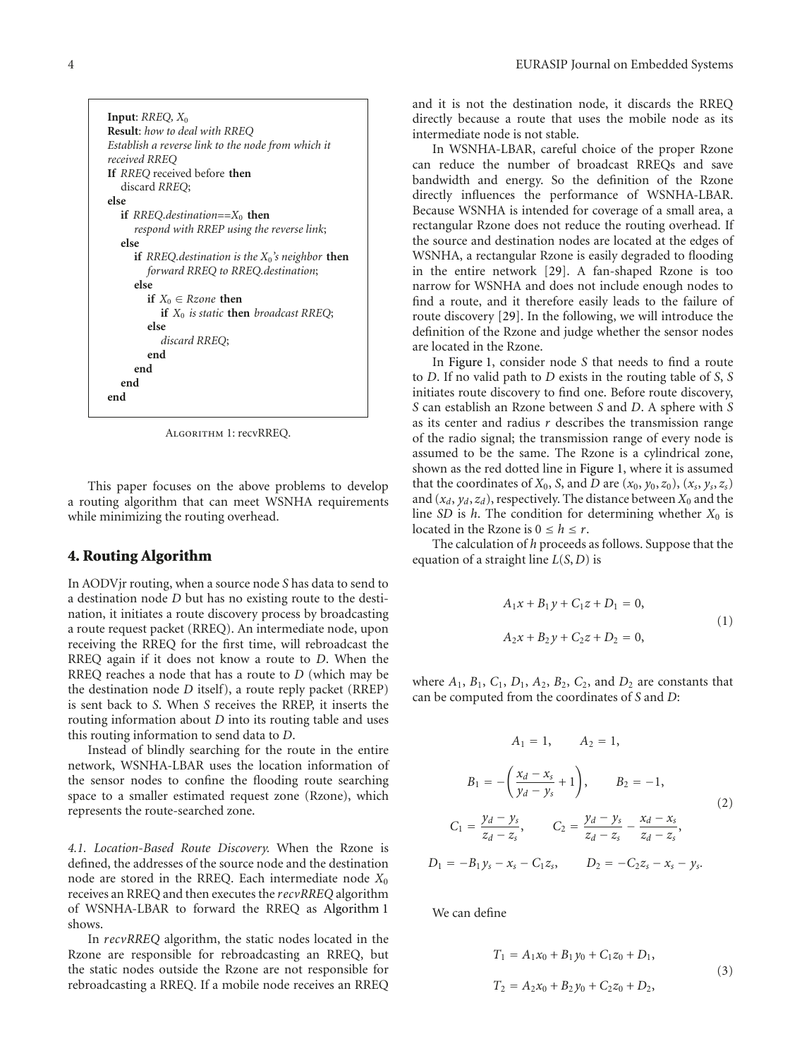```
Input: RREQ, X_0
Result: how to deal with RREQ
Establish a reverse link to the node from which it
received RREQ
If RREQ received before then
   discard RREQ;
else
   if RREQ.destination==X_0 then
      respond with RREP using the reverse link;
   else
      if RREQ.destination is the X_0's neighbor then
         forward RREQ to RREQ.destination;
      else
         if X_0 ∈ Rzone then
            if X_0 is static then broadcast RREQ;
         else
            discard RREQ;
         end
      end
   end
end
```

Algorithm 1: recvRREQ.

This paper focuses on the above problems to develop a routing algorithm that can meet WSNHA requirements while minimizing the routing overhead.

## 4. Routing Algorithm

In AODVjr routing, when a source node $S$ has data to send to a destination node $D$ but has no existing route to the destination, it initiates a route discovery process by broadcasting a route request packet (RREQ). An intermediate node, upon receiving the RREQ for the first time, will rebroadcast the RREQ again if it does not know a route to $D$. When the RREQ reaches a node that has a route to $D$ (which may be the destination node $D$ itself), a route reply packet (RREP) is sent back to $S$. When $S$ receives the RREP, it inserts the routing information about $D$ into its routing table and uses this routing information to send data to $D$.

Instead of blindly searching for the route in the entire network, WSNHA-LBAR uses the location information of the sensor nodes to confine the flooding route searching space to a smaller estimated request zone (Rzone), which represents the route-searched zone.

*4.1. Location-Based Route Discovery.* When the Rzone is defined, the addresses of the source node and the destination node are stored in the RREQ. Each intermediate node $X_0$ receives an RREQ and then executes the *recvRREQ* algorithm of WSNHA-LBAR to forward the RREQ as Algorithm 1 shows.

In *recvRREQ* algorithm, the static nodes located in the Rzone are responsible for rebroadcasting an RREQ, but the static nodes outside the Rzone are not responsible for rebroadcasting a RREQ. If a mobile node receives an RREQ and it is not the destination node, it discards the RREQ directly because a route that uses the mobile node as its intermediate node is not stable.

In WSNHA-LBAR, careful choice of the proper Rzone can reduce the number of broadcast RREQs and save bandwidth and energy. So the definition of the Rzone directly influences the performance of WSNHA-LBAR. Because WSNHA is intended for coverage of a small area, a rectangular Rzone does not reduce the routing overhead. If the source and destination nodes are located at the edges of WSNHA, a rectangular Rzone is easily degraded to flooding in the entire network [29]. A fan-shaped Rzone is too narrow for WSNHA and does not include enough nodes to find a route, and it therefore easily leads to the failure of route discovery [29]. In the following, we will introduce the definition of the Rzone and judge whether the sensor nodes are located in the Rzone.

In Figure 1, consider node $S$ that needs to find a route to $D$. If no valid path to $D$ exists in the routing table of $S$, $S$ initiates route discovery to find one. Before route discovery, $S$ can establish an Rzone between $S$ and $D$. A sphere with $S$ as its center and radius $r$ describes the transmission range of the radio signal; the transmission range of every node is assumed to be the same. The Rzone is a cylindrical zone, shown as the red dotted line in Figure 1, where it is assumed that the coordinates of $X_0$, $S$, and $D$ are $(x_0, y_0, z_0)$, $(x_s, y_s, z_s)$ and $(x_d, y_d, z_d)$, respectively. The distance between $X_0$ and the line $SD$ is $h$. The condition for determining whether $X_0$ is located in the Rzone is $0 \le h \le r$.

The calculation of $h$ proceeds as follows. Suppose that the equation of a straight line $L(S, D)$ is

$$
\begin{aligned}
&A_1 x + B_1 y + C_1 z + D_1 = 0, \\
&A_2 x + B_2 y + C_2 z + D_2 = 0,
\end{aligned} \tag{1}
$$

where $A_1$, $B_1$, $C_1$, $D_1$, $A_2$, $B_2$, $C_2$, and $D_2$ are constants that can be computed from the coordinates of $S$ and $D$:

$$
\begin{aligned}
&A_1 = 1, \qquad A_2 = 1, \\
&B_1 = -\left(\frac{x_d - x_s}{y_d - y_s} + 1\right), \qquad B_2 = -1, \\
&C_1 = \frac{y_d - y_s}{z_d - z_s}, \qquad C_2 = \frac{y_d - y_s}{z_d - z_s} - \frac{x_d - x_s}{z_d - z_s}, \\
&D_1 = -B_1 y_s - x_s - C_1 z_s, \qquad D_2 = -C_2 z_s - x_s - y_s.
\end{aligned} \tag{2}
$$

We can define

$$
\begin{aligned}
&T_1 = A_1 x_0 + B_1 y_0 + C_1 z_0 + D_1, \\
&T_2 = A_2 x_0 + B_2 y_0 + C_2 z_0 + D_2,
\end{aligned} \tag{3}
$$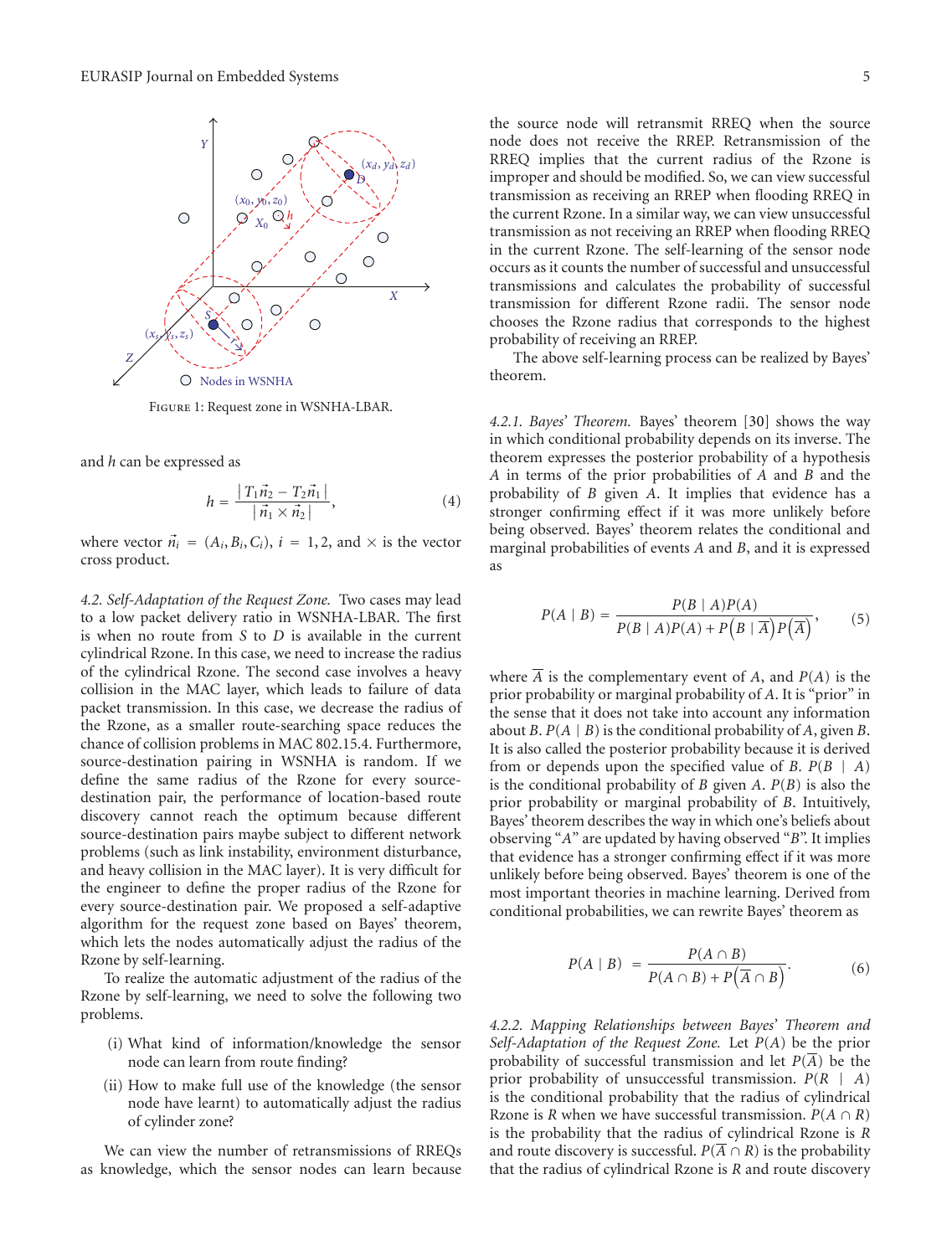Figure 1: Request zone in WSNHA-LBAR.

and $h$ can be expressed as

$$h = \frac{|T_1\vec{n}_2 - T_2\vec{n}_1|}{|\vec{n}_1 \times \vec{n}_2|}, \tag{4}$$

where vector $\vec{n}_i = (A_i, B_i, C_i)$, $i = 1, 2$, and $\times$ is the vector cross product.

*4.2. Self-Adaptation of the Request Zone.* Two cases may lead to a low packet delivery ratio in WSNHA-LBAR. The first is when no route from $S$ to $D$ is available in the current cylindrical Rzone. In this case, we need to increase the radius of the cylindrical Rzone. The second case involves a heavy collision in the MAC layer, which leads to failure of data packet transmission. In this case, we decrease the radius of the Rzone, as a smaller route-searching space reduces the chance of collision problems in MAC 802.15.4. Furthermore, source-destination pairing in WSNHA is random. If we define the same radius of the Rzone for every source-destination pair, the performance of location-based route discovery cannot reach the optimum because different source-destination pairs maybe subject to different network problems (such as link instability, environment disturbance, and heavy collision in the MAC layer). It is very difficult for the engineer to define the proper radius of the Rzone for every source-destination pair. We proposed a self-adaptive algorithm for the request zone based on Bayes' theorem, which lets the nodes automatically adjust the radius of the Rzone by self-learning.

To realize the automatic adjustment of the radius of the Rzone by self-learning, we need to solve the following two problems.

(i) What kind of information/knowledge the sensor node can learn from route finding?

(ii) How to make full use of the knowledge (the sensor node have learnt) to automatically adjust the radius of cylinder zone?

We can view the number of retransmissions of RREQs as knowledge, which the sensor nodes can learn because the source node will retransmit RREQ when the source node does not receive the RREP. Retransmission of the RREQ implies that the current radius of the Rzone is improper and should be modified. So, we can view successful transmission as receiving an RREP when flooding RREQ in the current Rzone. In a similar way, we can view unsuccessful transmission as not receiving an RREP when flooding RREQ in the current Rzone. The self-learning of the sensor node occurs as it counts the number of successful and unsuccessful transmissions and calculates the probability of successful transmission for different Rzone radii. The sensor node chooses the Rzone radius that corresponds to the highest probability of receiving an RREP.

The above self-learning process can be realized by Bayes' theorem.

*4.2.1. Bayes' Theorem.* Bayes' theorem [30] shows the way in which conditional probability depends on its inverse. The theorem expresses the posterior probability of a hypothesis $A$ in terms of the prior probabilities of $A$ and $B$ and the probability of $B$ given $A$. It implies that evidence has a stronger confirming effect if it was more unlikely before being observed. Bayes' theorem relates the conditional and marginal probabilities of events $A$ and $B$, and it is expressed as

$$P(A \mid B) = \frac{P(B \mid A)P(A)}{P(B \mid A)P(A) + P\left(B \mid \overline{A}\right)P\left(\overline{A}\right)}, \tag{5}$$

where $\overline{A}$ is the complementary event of $A$, and $P(A)$ is the prior probability or marginal probability of $A$. It is "prior" in the sense that it does not take into account any information about $B$. $P(A \mid B)$ is the conditional probability of $A$, given $B$. It is also called the posterior probability because it is derived from or depends upon the specified value of $B$. $P(B \mid A)$ is the conditional probability of $B$ given $A$. $P(B)$ is also the prior probability or marginal probability of $B$. Intuitively, Bayes' theorem describes the way in which one's beliefs about observing "$A$" are updated by having observed "$B$". It implies that evidence has a stronger confirming effect if it was more unlikely before being observed. Bayes' theorem is one of the most important theories in machine learning. Derived from conditional probabilities, we can rewrite Bayes' theorem as

$$P(A \mid B) = \frac{P(A \cap B)}{P(A \cap B) + P\left(\overline{A} \cap B\right)}. \tag{6}$$

*4.2.2. Mapping Relationships between Bayes' Theorem and Self-Adaptation of the Request Zone.* Let $P(A)$ be the prior probability of successful transmission and let $P(\overline{A})$ be the prior probability of unsuccessful transmission. $P(R \mid A)$ is the conditional probability that the radius of cylindrical Rzone is $R$ when we have successful transmission. $P(A \cap R)$ is the probability that the radius of cylindrical Rzone is $R$ and route discovery is successful. $P(\overline{A} \cap R)$ is the probability that the radius of cylindrical Rzone is $R$ and route discovery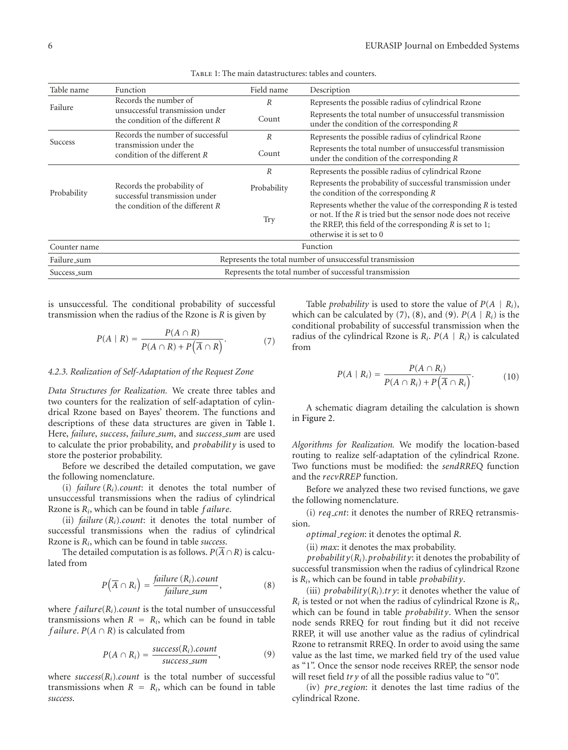Table 1: The main datastructures: tables and counters.

| Table name | Function | Field name | Description |
|---|---|---|---|
| Failure | Records the number of unsuccessful transmission under the condition of the different $R$ | $R$ | Represents the possible radius of cylindrical Rzone |
| | | Count | Represents the total number of unsuccessful transmission under the condition of the corresponding $R$ |
| Success | Records the number of successful transmission under the condition of the different $R$ | $R$ | Represents the possible radius of cylindrical Rzone |
| | | Count | Represents the total number of unsuccessful transmission under the condition of the corresponding $R$ |
| Probability | Records the probability of successful transmission under the condition of the different $R$ | $R$ | Represents the possible radius of cylindrical Rzone |
| | | Probability | Represents the probability of successful transmission under the condition of the corresponding $R$ |
| | | Try | Represents whether the value of the corresponding $R$ is tested or not. If the $R$ is tried but the sensor node does not receive the RREP, this field of the corresponding $R$ is set to 1; otherwise it is set to 0 |
| Counter name | Function | | |
| Failure_sum | Represents the total number of unsuccessful transmission | | |
| Success_sum | Represents the total number of successful transmission | | |

is unsuccessful. The conditional probability of successful transmission when the radius of the Rzone is $R$ is given by

$$P(A \mid R) = \frac{P(A \cap R)}{P(A \cap R) + P(\overline{A} \cap R)}. \tag{7}$$

#### 4.2.3. Realization of Self-Adaptation of the Request Zone

*Data Structures for Realization.* We create three tables and two counters for the realization of self-adaptation of cylindrical Rzone based on Bayes' theorem. The functions and descriptions of these data structures are given in Table 1. Here, *failure*, *success*, *failure_sum*, and *success_sum* are used to calculate the prior probability, and *probability* is used to store the posterior probability.

Before we described the detailed computation, we gave the following nomenclature.

(i) *failure* $(R_i)$.*count*: it denotes the total number of unsuccessful transmissions when the radius of cylindrical Rzone is $R_i$, which can be found in table *failure*.

(ii) *failure* $(R_i)$.*count*: it denotes the total number of successful transmissions when the radius of cylindrical Rzone is $R_i$, which can be found in table *success*.

The detailed computation is as follows. $P(\overline{A} \cap R)$ is calculated from

$$P(\overline{A} \cap R_i) = \frac{\mathit{failure}\ (R_i).\mathit{count}}{\mathit{failure\_sum}}, \tag{8}$$

where $failure(R_i).count$ is the total number of unsuccessful transmissions when $R = R_i$, which can be found in table *failure*. $P(A \cap R)$ is calculated from

$$P(A \cap R_i) = \frac{\mathit{success}(R_i).\mathit{count}}{\mathit{success\_sum}}, \tag{9}$$

where $success(R_i).count$ is the total number of successful transmissions when $R = R_i$, which can be found in table *success*.

Table *probability* is used to store the value of $P(A \mid R_i)$, which can be calculated by (7), (8), and (9). $P(A \mid R_i)$ is the conditional probability of successful transmission when the radius of the cylindrical Rzone is $R_i$. $P(A \mid R_i)$ is calculated from

$$P(A \mid R_i) = \frac{P(A \cap R_i)}{P(A \cap R_i) + P(\overline{A} \cap R_i)}. \tag{10}$$

A schematic diagram detailing the calculation is shown in Figure 2.

*Algorithms for Realization.* We modify the location-based routing to realize self-adaptation of the cylindrical Rzone. Two functions must be modified: the *sendRREQ* function and the *recvRREP* function.

Before we analyzed these two revised functions, we gave the following nomenclature.

(i) *req_cnt*: it denotes the number of RREQ retransmission.

*optimal_region*: it denotes the optimal $R$.

(ii) *max*: it denotes the max probability.

*probability*$(R_i)$.*probability*: it denotes the probability of successful transmission when the radius of cylindrical Rzone is $R_i$, which can be found in table *probability*.

(iii) *probability*$(R_i)$.*try*: it denotes whether the value of $R_i$ is tested or not when the radius of cylindrical Rzone is $R_i$, which can be found in table *probability*. When the sensor node sends RREQ for rout finding but it did not receive RREP, it will use another value as the radius of cylindrical Rzone to retransmit RREQ. In order to avoid using the same value as the last time, we marked field try of the used value as "1". Once the sensor node receives RREP, the sensor node will reset field *try* of all the possible radius value to "0".

(iv) *pre_region*: it denotes the last time radius of the cylindrical Rzone.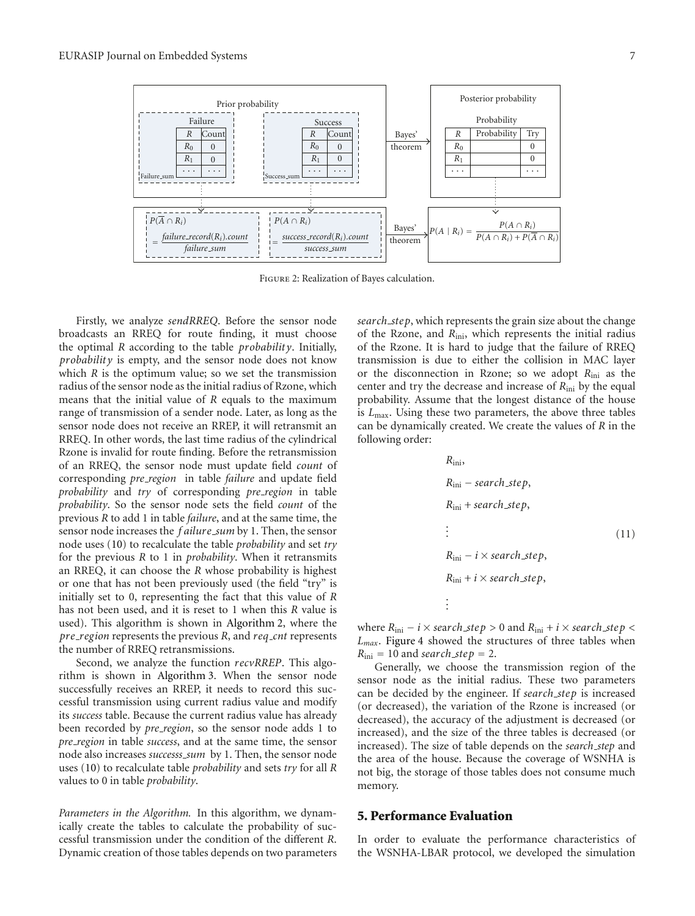Figure 2: Realization of Bayes calculation.

Firstly, we analyze *sendRREQ*. Before the sensor node broadcasts an RREQ for route finding, it must choose the optimal $R$ according to the table *probability*. Initially, *probability* is empty, and the sensor node does not know which $R$ is the optimum value; so we set the transmission radius of the sensor node as the initial radius of Rzone, which means that the initial value of $R$ equals to the maximum range of transmission of a sender node. Later, as long as the sensor node does not receive an RREP, it will retransmit an RREQ. In other words, the last time radius of the cylindrical Rzone is invalid for route finding. Before the retransmission of an RREQ, the sensor node must update field *count* of corresponding *pre_region* in table *failure* and update field *probability* and *try* of corresponding *pre_region* in table *probability*. So the sensor node sets the field *count* of the previous $R$ to add 1 in table *failure*, and at the same time, the sensor node increases the *failure_sum* by 1. Then, the sensor node uses (10) to recalculate the table *probability* and set *try* for the previous $R$ to 1 in *probability*. When it retransmits an RREQ, it can choose the $R$ whose probability is highest or one that has not been previously used (the field "try" is initially set to 0, representing the fact that this value of $R$ has not been used, and it is reset to 1 when this $R$ value is used). This algorithm is shown in Algorithm 2, where the *pre_region* represents the previous $R$, and *req_cnt* represents the number of RREQ retransmissions.

Second, we analyze the function *recvRREP*. This algorithm is shown in Algorithm 3. When the sensor node successfully receives an RREP, it needs to record this successful transmission using current radius value and modify its *success* table. Because the current radius value has already been recorded by *pre_region*, so the sensor node adds 1 to *pre_region* in table *success*, and at the same time, the sensor node also increases *successs_sum* by 1. Then, the sensor node uses (10) to recalculate table *probability* and sets *try* for all $R$ values to 0 in table *probability*.

*Parameters in the Algorithm.* In this algorithm, we dynamically create the tables to calculate the probability of successful transmission under the condition of the different $R$. Dynamic creation of those tables depends on two parameters *search_step*, which represents the grain size about the change of the Rzone, and $R_{\text{ini}}$, which represents the initial radius of the Rzone. It is hard to judge that the failure of RREQ transmission is due to either the collision in MAC layer or the disconnection in Rzone; so we adopt $R_{\text{ini}}$ as the center and try the decrease and increase of $R_{\text{ini}}$ by the equal probability. Assume that the longest distance of the house is $L_{\max}$. Using these two parameters, the above three tables can be dynamically created. We create the values of $R$ in the following order:

$$
\begin{aligned}
&R_{\text{ini}},\\
&R_{\text{ini}} - search\_step,\\
&R_{\text{ini}} + search\_step,\\
&\vdots\\
&R_{\text{ini}} - i \times search\_step,\\
&R_{\text{ini}} + i \times search\_step,\\
&\vdots
\end{aligned}
\tag{11}
$$

where $R_{\text{ini}} - i \times search\_step > 0$ and $R_{\text{ini}} + i \times search\_step < L_{max}$. Figure 4 showed the structures of three tables when $R_{\text{ini}} = 10$ and $search\_step = 2$.

Generally, we choose the transmission region of the sensor node as the initial radius. These two parameters can be decided by the engineer. If *search_step* is increased (or decreased), the variation of the Rzone is increased (or decreased), the accuracy of the adjustment is decreased (or increased), and the size of the three tables is decreased (or increased). The size of table depends on the *search_step* and the area of the house. Because the coverage of WSNHA is not big, the storage of those tables does not consume much memory.

## 5. Performance Evaluation

In order to evaluate the performance characteristics of the WSNHA-LBAR protocol, we developed the simulation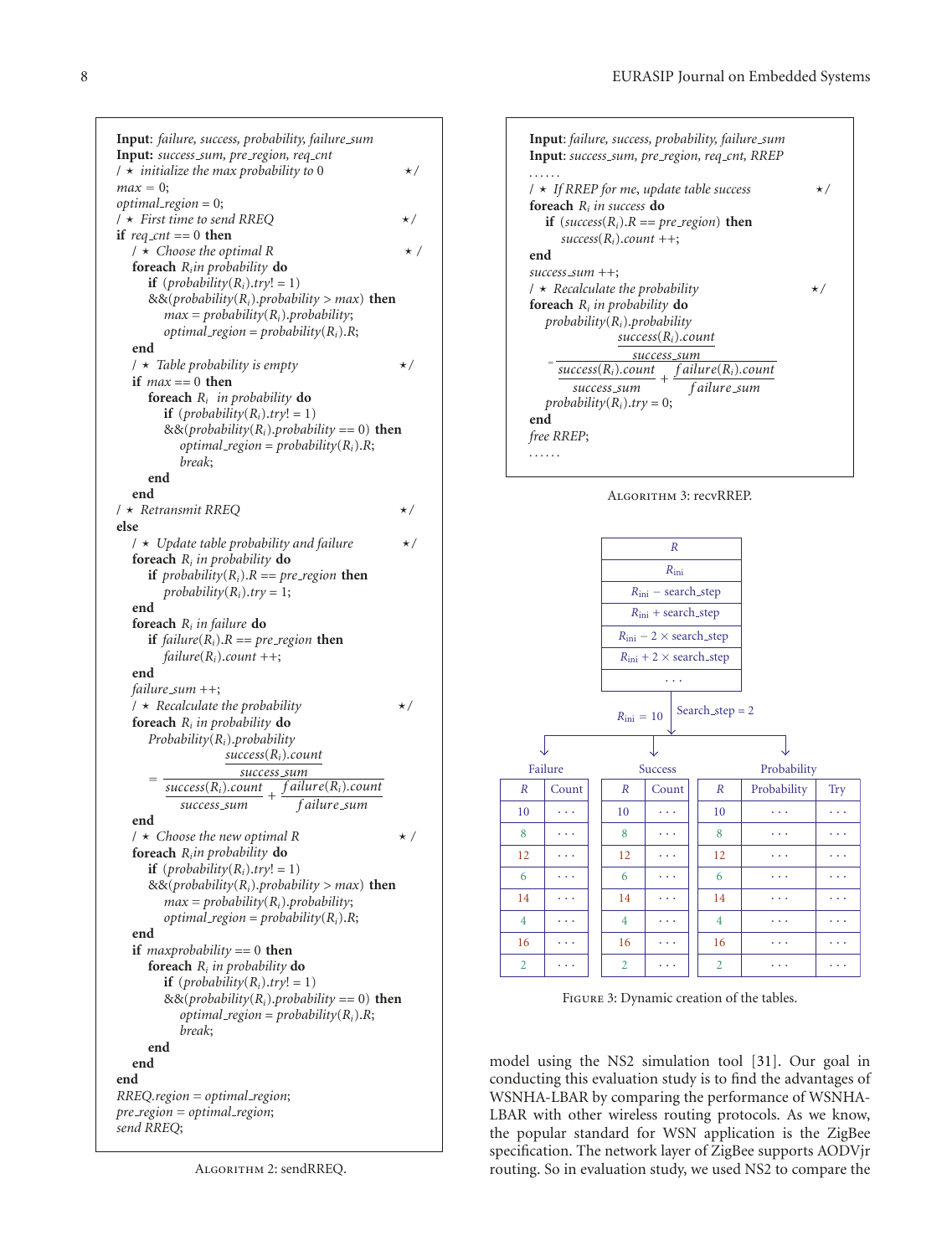```
Input: failure, success, probability, failure_sum
Input: success_sum, pre_region, req_cnt
/* initialize the max probability to 0 */
max = 0;
optimal_region = 0;
/* First time to send RREQ */
if req_cnt == 0 then
    /* Choose the optimal R */
    foreach R_i in probability do
        if (probability(R_i).try! = 1)
        &&(probability(R_i).probability > max) then
            max = probability(R_i).probability;
            optimal_region = probability(R_i).R;
    end
    /* Table probability is empty */
    if max == 0 then
        foreach R_i in probability do
            if (probability(R_i).try! = 1)
            &&(probability(R_i).probability == 0) then
                optimal_region = probability(R_i).R;
                break;
        end
    end
/* Retransmit RREQ */
else
    /* Update table probability and failure */
    foreach R_i in probability do
        if probability(R_i).R == pre_region then
            probability(R_i).try = 1;
    end
    foreach R_i in failure do
        if failure(R_i).R == pre_region then
            failure(R_i).count ++;
    end
    failure_sum ++;
    /* Recalculate the probability */
    foreach R_i in probability do
        Probability(R_i).probability
          = (success(R_i).count / success_sum)
            / (success(R_i).count / success_sum + failure(R_i).count / failure_sum)
    end
    /* Choose the new optimal R */
    foreach R_i in probability do
        if (probability(R_i).try! = 1)
        &&(probability(R_i).probability > max) then
            max = probability(R_i).probability;
            optimal_region = probability(R_i).R;
    end
    if maxprobability == 0 then
        foreach R_i in probability do
            if (probability(R_i).try! = 1)
            &&(probability(R_i).probability == 0) then
                optimal_region = probability(R_i).R;
                break;
        end
    end
end
RREQ.region = optimal_region;
pre_region = optimal_region;
send RREQ;
```

Algorithm 2: sendRREQ.

```
Input: failure, success, probability, failure_sum
Input: success_sum, pre_region, req_cnt, RREP
......
/* If RREP for me, update table success */
foreach R_i in success do
    if (success(R_i).R == pre_region) then
        success(R_i).count ++;
end
success_sum ++;
/* Recalculate the probability */
foreach R_i in probability do
    probability(R_i).probability
      = (success(R_i).count / success_sum)
        / (success(R_i).count / success_sum + failure(R_i).count / failure_sum)
    probability(R_i).try = 0;
end
free RREP;
......
```

Algorithm 3: recvRREP.

| $R$ |
|---|
| $R_{\text{ini}}$ |
| $R_{\text{ini}}$ − search_step |
| $R_{\text{ini}}$ + search_step |
| $R_{\text{ini}}$ − 2 × search_step |
| $R_{\text{ini}}$ + 2 × search_step |
| ... |

$R_{\text{ini}} = 10$, Search_step = 2

Failure

| $R$ | Count |
|---|---|
| 10 | ... |
| 8 | ... |
| 12 | ... |
| 6 | ... |
| 14 | ... |
| 4 | ... |
| 16 | ... |
| 2 | ... |

Success

| $R$ | Count |
|---|---|
| 10 | ... |
| 8 | ... |
| 12 | ... |
| 6 | ... |
| 14 | ... |
| 4 | ... |
| 16 | ... |
| 2 | ... |

Probability

| $R$ | Probability | Try |
|---|---|---|
| 10 | ... | ... |
| 8 | ... | ... |
| 12 | ... | ... |
| 6 | ... | ... |
| 14 | ... | ... |
| 4 | ... | ... |
| 16 | ... | ... |
| 2 | ... | ... |

Figure 3: Dynamic creation of the tables.

model using the NS2 simulation tool [31]. Our goal in conducting this evaluation study is to find the advantages of WSNHA-LBAR by comparing the performance of WSNHA-LBAR with other wireless routing protocols. As we know, the popular standard for WSN application is the ZigBee specification. The network layer of ZigBee supports AODVjr routing. So in evaluation study, we used NS2 to compare the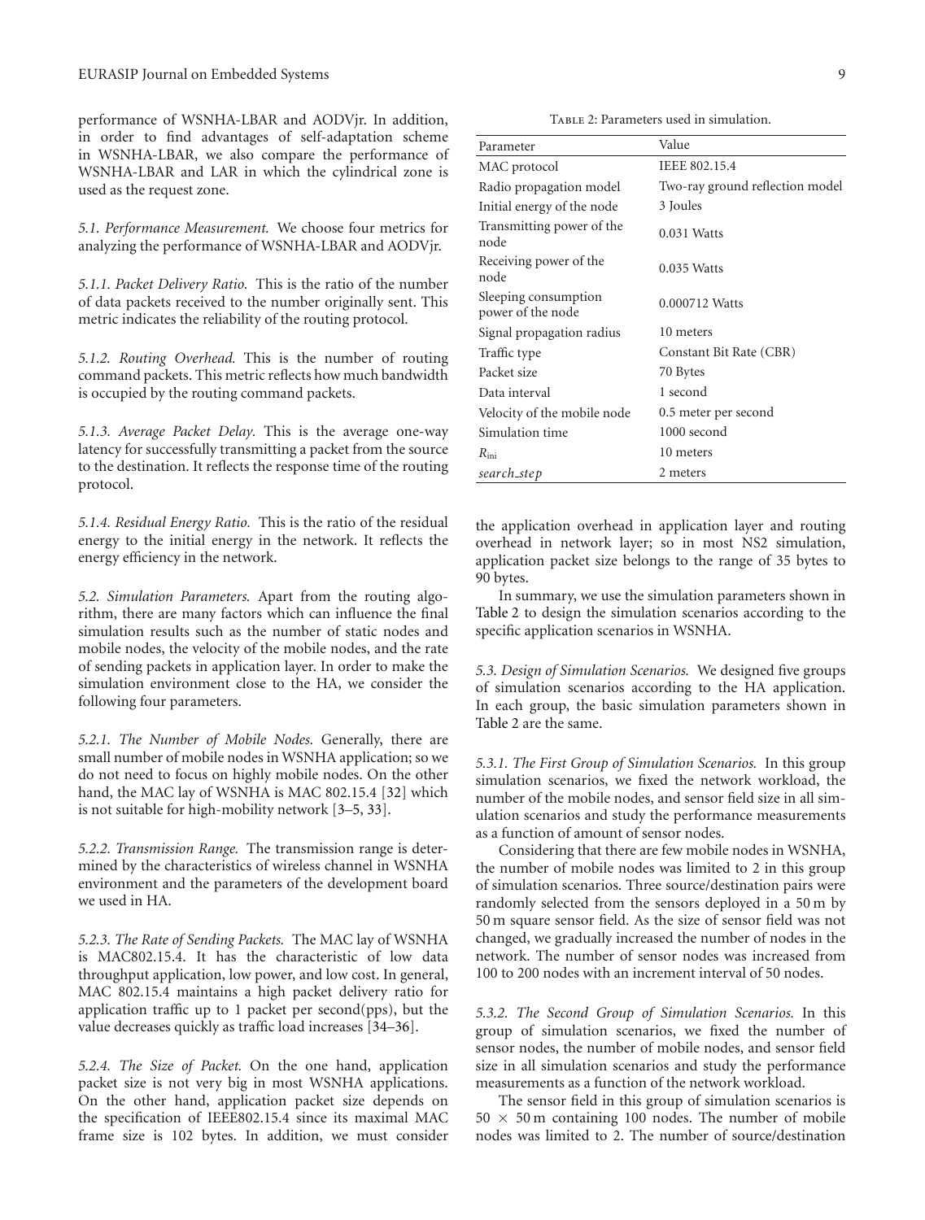performance of WSNHA-LBAR and AODVjr. In addition, in order to find advantages of self-adaptation scheme in WSNHA-LBAR, we also compare the performance of WSNHA-LBAR and LAR in which the cylindrical zone is used as the request zone.

### 5.1. Performance Measurement.

We choose four metrics for analyzing the performance of WSNHA-LBAR and AODVjr.

#### 5.1.1. Packet Delivery Ratio.

This is the ratio of the number of data packets received to the number originally sent. This metric indicates the reliability of the routing protocol.

#### 5.1.2. Routing Overhead.

This is the number of routing command packets. This metric reflects how much bandwidth is occupied by the routing command packets.

#### 5.1.3. Average Packet Delay.

This is the average one-way latency for successfully transmitting a packet from the source to the destination. It reflects the response time of the routing protocol.

#### 5.1.4. Residual Energy Ratio.

This is the ratio of the residual energy to the initial energy in the network. It reflects the energy efficiency in the network.

### 5.2. Simulation Parameters.

Apart from the routing algorithm, there are many factors which can influence the final simulation results such as the number of static nodes and mobile nodes, the velocity of the mobile nodes, and the rate of sending packets in application layer. In order to make the simulation environment close to the HA, we consider the following four parameters.

#### 5.2.1. The Number of Mobile Nodes.

Generally, there are small number of mobile nodes in WSNHA application; so we do not need to focus on highly mobile nodes. On the other hand, the MAC lay of WSNHA is MAC 802.15.4 [32] which is not suitable for high-mobility network [3–5, 33].

#### 5.2.2. Transmission Range.

The transmission range is determined by the characteristics of wireless channel in WSNHA environment and the parameters of the development board we used in HA.

#### 5.2.3. The Rate of Sending Packets.

The MAC lay of WSNHA is MAC802.15.4. It has the characteristic of low data throughput application, low power, and low cost. In general, MAC 802.15.4 maintains a high packet delivery ratio for application traffic up to 1 packet per second(pps), but the value decreases quickly as traffic load increases [34–36].

#### 5.2.4. The Size of Packet.

On the one hand, application packet size is not very big in most WSNHA applications. On the other hand, application packet size depends on the specification of IEEE802.15.4 since its maximal MAC frame size is 102 bytes. In addition, we must consider the application overhead in application layer and routing overhead in network layer; so in most NS2 simulation, application packet size belongs to the range of 35 bytes to 90 bytes.

Table 2: Parameters used in simulation.

| Parameter | Value |
|---|---|
| MAC protocol | IEEE 802.15.4 |
| Radio propagation model | Two-ray ground reflection model |
| Initial energy of the node | 3 Joules |
| Transmitting power of the node | 0.031 Watts |
| Receiving power of the node | 0.035 Watts |
| Sleeping consumption power of the node | 0.000712 Watts |
| Signal propagation radius | 10 meters |
| Traffic type | Constant Bit Rate (CBR) |
| Packet size | 70 Bytes |
| Data interval | 1 second |
| Velocity of the mobile node | 0.5 meter per second |
| Simulation time | 1000 second |
| $R_{\text{ini}}$ | 10 meters |
| *search_step* | 2 meters |

In summary, we use the simulation parameters shown in Table 2 to design the simulation scenarios according to the specific application scenarios in WSNHA.

### 5.3. Design of Simulation Scenarios.

We designed five groups of simulation scenarios according to the HA application. In each group, the basic simulation parameters shown in Table 2 are the same.

#### 5.3.1. The First Group of Simulation Scenarios.

In this group simulation scenarios, we fixed the network workload, the number of the mobile nodes, and sensor field size in all simulation scenarios and study the performance measurements as a function of amount of sensor nodes.

Considering that there are few mobile nodes in WSNHA, the number of mobile nodes was limited to 2 in this group of simulation scenarios. Three source/destination pairs were randomly selected from the sensors deployed in a 50 m by 50 m square sensor field. As the size of sensor field was not changed, we gradually increased the number of nodes in the network. The number of sensor nodes was increased from 100 to 200 nodes with an increment interval of 50 nodes.

#### 5.3.2. The Second Group of Simulation Scenarios.

In this group of simulation scenarios, we fixed the number of sensor nodes, the number of mobile nodes, and sensor field size in all simulation scenarios and study the performance measurements as a function of the network workload.

The sensor field in this group of simulation scenarios is $50 \times 50$ m containing 100 nodes. The number of mobile nodes was limited to 2. The number of source/destination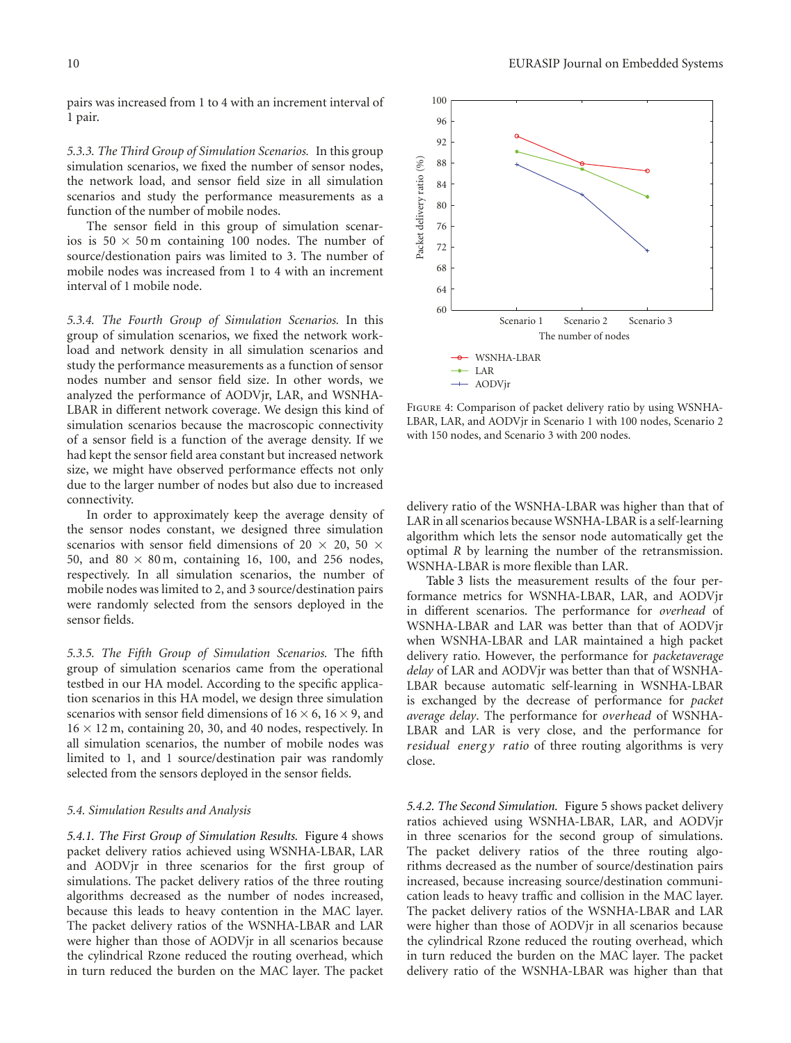pairs was increased from 1 to 4 with an increment interval of 1 pair.

*5.3.3. The Third Group of Simulation Scenarios.* In this group simulation scenarios, we fixed the number of sensor nodes, the network load, and sensor field size in all simulation scenarios and study the performance measurements as a function of the number of mobile nodes.

The sensor field in this group of simulation scenarios is $50 \times 50$ m containing 100 nodes. The number of source/destionation pairs was limited to 3. The number of mobile nodes was increased from 1 to 4 with an increment interval of 1 mobile node.

*5.3.4. The Fourth Group of Simulation Scenarios.* In this group of simulation scenarios, we fixed the network workload and network density in all simulation scenarios and study the performance measurements as a function of sensor nodes number and sensor field size. In other words, we analyzed the performance of AODVjr, LAR, and WSNHA-LBAR in different network coverage. We design this kind of simulation scenarios because the macroscopic connectivity of a sensor field is a function of the average density. If we had kept the sensor field area constant but increased network size, we might have observed performance effects not only due to the larger number of nodes but also due to increased connectivity.

In order to approximately keep the average density of the sensor nodes constant, we designed three simulation scenarios with sensor field dimensions of $20 \times 20$, $50 \times 50$, and $80 \times 80$ m, containing 16, 100, and 256 nodes, respectively. In all simulation scenarios, the number of mobile nodes was limited to 2, and 3 source/destination pairs were randomly selected from the sensors deployed in the sensor fields.

*5.3.5. The Fifth Group of Simulation Scenarios.* The fifth group of simulation scenarios came from the operational testbed in our HA model. According to the specific application scenarios in this HA model, we design three simulation scenarios with sensor field dimensions of $16 \times 6$, $16 \times 9$, and $16 \times 12$ m, containing 20, 30, and 40 nodes, respectively. In all simulation scenarios, the number of mobile nodes was limited to 1, and 1 source/destination pair was randomly selected from the sensors deployed in the sensor fields.

### 5.4. Simulation Results and Analysis

*5.4.1. The First Group of Simulation Results.* Figure 4 shows packet delivery ratios achieved using WSNHA-LBAR, LAR and AODVjr in three scenarios for the first group of simulations. The packet delivery ratios of the three routing algorithms decreased as the number of nodes increased, because this leads to heavy contention in the MAC layer. The packet delivery ratios of the WSNHA-LBAR and LAR were higher than those of AODVjr in all scenarios because the cylindrical Rzone reduced the routing overhead, which in turn reduced the burden on the MAC layer. The packet delivery ratio of the WSNHA-LBAR was higher than that of LAR in all scenarios because WSNHA-LBAR is a self-learning algorithm which lets the sensor node automatically get the optimal $R$ by learning the number of the retransmission. WSNHA-LBAR is more flexible than LAR.

Figure 4: Comparison of packet delivery ratio by using WSNHA-LBAR, LAR, and AODVjr in Scenario 1 with 100 nodes, Scenario 2 with 150 nodes, and Scenario 3 with 200 nodes.

Table 3 lists the measurement results of the four performance metrics for WSNHA-LBAR, LAR, and AODVjr in different scenarios. The performance for *overhead* of WSNHA-LBAR and LAR was better than that of AODVjr when WSNHA-LBAR and LAR maintained a high packet delivery ratio. However, the performance for *packetaverage delay* of LAR and AODVjr was better than that of WSNHA-LBAR because automatic self-learning in WSNHA-LBAR is exchanged by the decrease of performance for *packet average delay*. The performance for *overhead* of WSNHA-LBAR and LAR is very close, and the performance for *residual energy ratio* of three routing algorithms is very close.

*5.4.2. The Second Simulation.* Figure 5 shows packet delivery ratios achieved using WSNHA-LBAR, LAR, and AODVjr in three scenarios for the second group of simulations. The packet delivery ratios of the three routing algorithms decreased as the number of source/destination pairs increased, because increasing source/destination communication leads to heavy traffic and collision in the MAC layer. The packet delivery ratios of the WSNHA-LBAR and LAR were higher than those of AODVjr in all scenarios because the cylindrical Rzone reduced the routing overhead, which in turn reduced the burden on the MAC layer. The packet delivery ratio of the WSNHA-LBAR was higher than that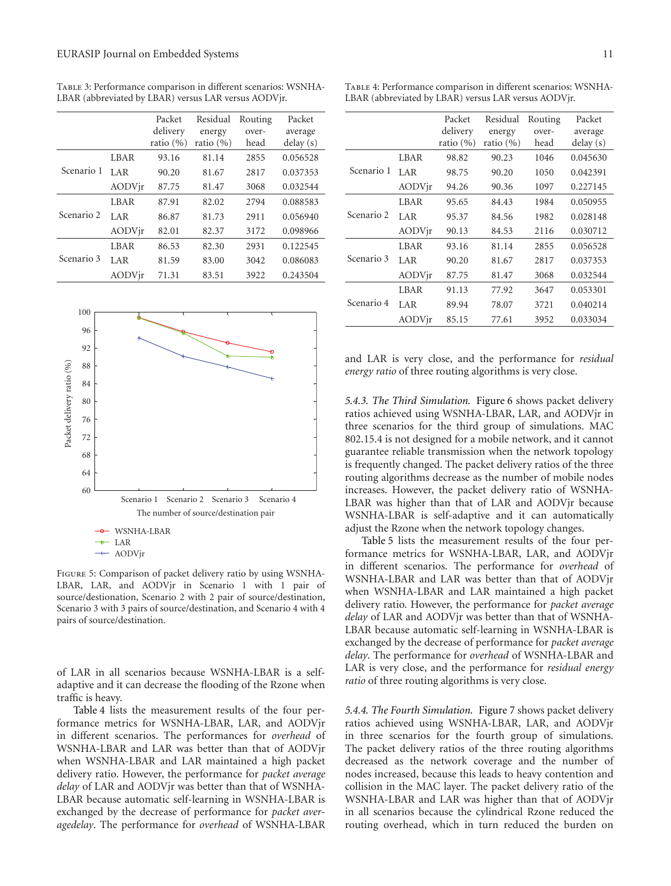Table 3: Performance comparison in different scenarios: WSNHA-LBAR (abbreviated by LBAR) versus LAR versus AODVjr.

| | | Packet delivery ratio (%) | Residual energy ratio (%) | Routing over-head | Packet average delay (s) |
|---|---|---|---|---|---|
| Scenario 1 | LBAR | 93.16 | 81.14 | 2855 | 0.056528 |
| | LAR | 90.20 | 81.67 | 2817 | 0.037353 |
| | AODVjr | 87.75 | 81.47 | 3068 | 0.032544 |
| Scenario 2 | LBAR | 87.91 | 82.02 | 2794 | 0.088583 |
| | LAR | 86.87 | 81.73 | 2911 | 0.056940 |
| | AODVjr | 82.01 | 82.37 | 3172 | 0.098966 |
| Scenario 3 | LBAR | 86.53 | 82.30 | 2931 | 0.122545 |
| | LAR | 81.59 | 83.00 | 3042 | 0.086083 |
| | AODVjr | 71.31 | 83.51 | 3922 | 0.243504 |

Figure 5: Comparison of packet delivery ratio by using WSNHA-LBAR, LAR, and AODVjr in Scenario 1 with 1 pair of source/destionation, Scenario 2 with 2 pair of source/destination, Scenario 3 with 3 pairs of source/destination, and Scenario 4 with 4 pairs of source/destination.

of LAR in all scenarios because WSNHA-LBAR is a self-adaptive and it can decrease the flooding of the Rzone when traffic is heavy.

Table 4 lists the measurement results of the four performance metrics for WSNHA-LBAR, LAR, and AODVjr in different scenarios. The performances for *overhead* of WSNHA-LBAR and LAR was better than that of AODVjr when WSNHA-LBAR and LAR maintained a high packet delivery ratio. However, the performance for *packet average delay* of LAR and AODVjr was better than that of WSNHA-LBAR because automatic self-learning in WSNHA-LBAR is exchanged by the decrease of performance for *packet averagedelay*. The performance for *overhead* of WSNHA-LBAR and LAR is very close, and the performance for *residual energy ratio* of three routing algorithms is very close.

Table 4: Performance comparison in different scenarios: WSNHA-LBAR (abbreviated by LBAR) versus LAR versus AODVjr.

| | | Packet delivery ratio (%) | Residual energy ratio (%) | Routing over-head | Packet average delay (s) |
|---|---|---|---|---|---|
| Scenario 1 | LBAR | 98.82 | 90.23 | 1046 | 0.045630 |
| | LAR | 98.75 | 90.20 | 1050 | 0.042391 |
| | AODVjr | 94.26 | 90.36 | 1097 | 0.227145 |
| Scenario 2 | LBAR | 95.65 | 84.43 | 1984 | 0.050955 |
| | LAR | 95.37 | 84.56 | 1982 | 0.028148 |
| | AODVjr | 90.13 | 84.53 | 2116 | 0.030712 |
| Scenario 3 | LBAR | 93.16 | 81.14 | 2855 | 0.056528 |
| | LAR | 90.20 | 81.67 | 2817 | 0.037353 |
| | AODVjr | 87.75 | 81.47 | 3068 | 0.032544 |
| Scenario 4 | LBAR | 91.13 | 77.92 | 3647 | 0.053301 |
| | LAR | 89.94 | 78.07 | 3721 | 0.040214 |
| | AODVjr | 85.15 | 77.61 | 3952 | 0.033034 |

*5.4.3. The Third Simulation.* Figure 6 shows packet delivery ratios achieved using WSNHA-LBAR, LAR, and AODVjr in three scenarios for the third group of simulations. MAC 802.15.4 is not designed for a mobile network, and it cannot guarantee reliable transmission when the network topology is frequently changed. The packet delivery ratios of the three routing algorithms decrease as the number of mobile nodes increases. However, the packet delivery ratio of WSNHA-LBAR was higher than that of LAR and AODVjr because WSNHA-LBAR is self-adaptive and it can automatically adjust the Rzone when the network topology changes.

Table 5 lists the measurement results of the four performance metrics for WSNHA-LBAR, LAR, and AODVjr in different scenarios. The performance for *overhead* of WSNHA-LBAR and LAR was better than that of AODVjr when WSNHA-LBAR and LAR maintained a high packet delivery ratio. However, the performance for *packet average delay* of LAR and AODVjr was better than that of WSNHA-LBAR because automatic self-learning in WSNHA-LBAR is exchanged by the decrease of performance for *packet average delay*. The performance for *overhead* of WSNHA-LBAR and LAR is very close, and the performance for *residual energy ratio* of three routing algorithms is very close.

*5.4.4. The Fourth Simulation.* Figure 7 shows packet delivery ratios achieved using WSNHA-LBAR, LAR, and AODVjr in three scenarios for the fourth group of simulations. The packet delivery ratios of the three routing algorithms decreased as the network coverage and the number of nodes increased, because this leads to heavy contention and collision in the MAC layer. The packet delivery ratio of the WSNHA-LBAR and LAR was higher than that of AODVjr in all scenarios because the cylindrical Rzone reduced the routing overhead, which in turn reduced the burden on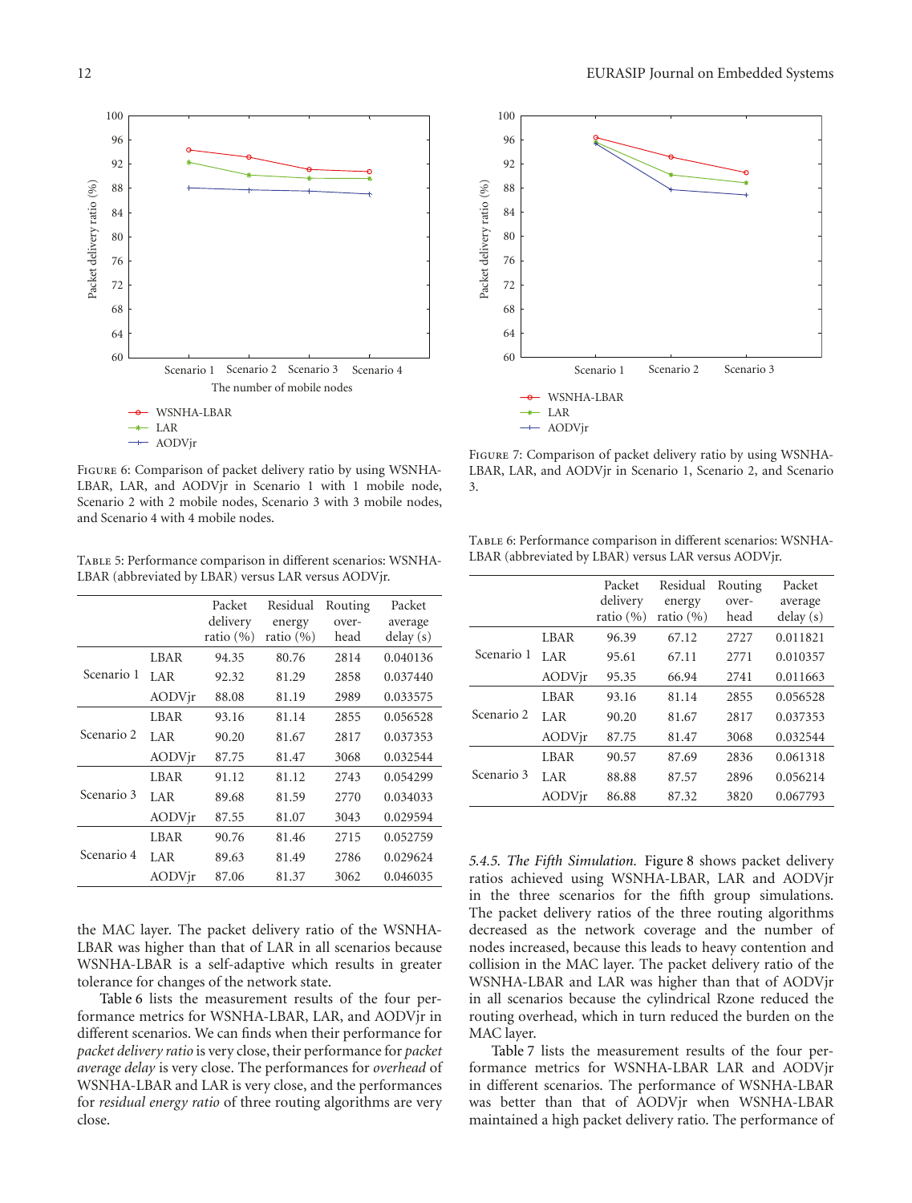Figure 6: Comparison of packet delivery ratio by using WSNHA-LBAR, LAR, and AODVjr in Scenario 1 with 1 mobile node, Scenario 2 with 2 mobile nodes, Scenario 3 with 3 mobile nodes, and Scenario 4 with 4 mobile nodes.

Table 5: Performance comparison in different scenarios: WSNHA-LBAR (abbreviated by LBAR) versus LAR versus AODVjr.

| | | Packet delivery ratio (%) | Residual energy ratio (%) | Routing over-head | Packet average delay (s) |
|---|---|---|---|---|---|
| Scenario 1 | LBAR | 94.35 | 80.76 | 2814 | 0.040136 |
| | LAR | 92.32 | 81.29 | 2858 | 0.037440 |
| | AODVjr | 88.08 | 81.19 | 2989 | 0.033575 |
| Scenario 2 | LBAR | 93.16 | 81.14 | 2855 | 0.056528 |
| | LAR | 90.20 | 81.67 | 2817 | 0.037353 |
| | AODVjr | 87.75 | 81.47 | 3068 | 0.032544 |
| Scenario 3 | LBAR | 91.12 | 81.12 | 2743 | 0.054299 |
| | LAR | 89.68 | 81.59 | 2770 | 0.034033 |
| | AODVjr | 87.55 | 81.07 | 3043 | 0.029594 |
| Scenario 4 | LBAR | 90.76 | 81.46 | 2715 | 0.052759 |
| | LAR | 89.63 | 81.49 | 2786 | 0.029624 |
| | AODVjr | 87.06 | 81.37 | 3062 | 0.046035 |

the MAC layer. The packet delivery ratio of the WSNHA-LBAR was higher than that of LAR in all scenarios because WSNHA-LBAR is a self-adaptive which results in greater tolerance for changes of the network state.

Table 6 lists the measurement results of the four performance metrics for WSNHA-LBAR, LAR, and AODVjr in different scenarios. We can finds when their performance for *packet delivery ratio* is very close, their performance for *packet average delay* is very close. The performances for *overhead* of WSNHA-LBAR and LAR is very close, and the performances for *residual energy ratio* of three routing algorithms are very close.

Figure 7: Comparison of packet delivery ratio by using WSNHA-LBAR, LAR, and AODVjr in Scenario 1, Scenario 2, and Scenario 3.

Table 6: Performance comparison in different scenarios: WSNHA-LBAR (abbreviated by LBAR) versus LAR versus AODVjr.

| | | Packet delivery ratio (%) | Residual energy ratio (%) | Routing over-head | Packet average delay (s) |
|---|---|---|---|---|---|
| Scenario 1 | LBAR | 96.39 | 67.12 | 2727 | 0.011821 |
| | LAR | 95.61 | 67.11 | 2771 | 0.010357 |
| | AODVjr | 95.35 | 66.94 | 2741 | 0.011663 |
| Scenario 2 | LBAR | 93.16 | 81.14 | 2855 | 0.056528 |
| | LAR | 90.20 | 81.67 | 2817 | 0.037353 |
| | AODVjr | 87.75 | 81.47 | 3068 | 0.032544 |
| Scenario 3 | LBAR | 90.57 | 87.69 | 2836 | 0.061318 |
| | LAR | 88.88 | 87.57 | 2896 | 0.056214 |
| | AODVjr | 86.88 | 87.32 | 3820 | 0.067793 |

*5.4.5. The Fifth Simulation.* Figure 8 shows packet delivery ratios achieved using WSNHA-LBAR, LAR and AODVjr in the three scenarios for the fifth group simulations. The packet delivery ratios of the three routing algorithms decreased as the network coverage and the number of nodes increased, because this leads to heavy contention and collision in the MAC layer. The packet delivery ratio of the WSNHA-LBAR and LAR was higher than that of AODVjr in all scenarios because the cylindrical Rzone reduced the routing overhead, which in turn reduced the burden on the MAC layer.

Table 7 lists the measurement results of the four performance metrics for WSNHA-LBAR LAR and AODVjr in different scenarios. The performance of WSNHA-LBAR was better than that of AODVjr when WSNHA-LBAR maintained a high packet delivery ratio. The performance of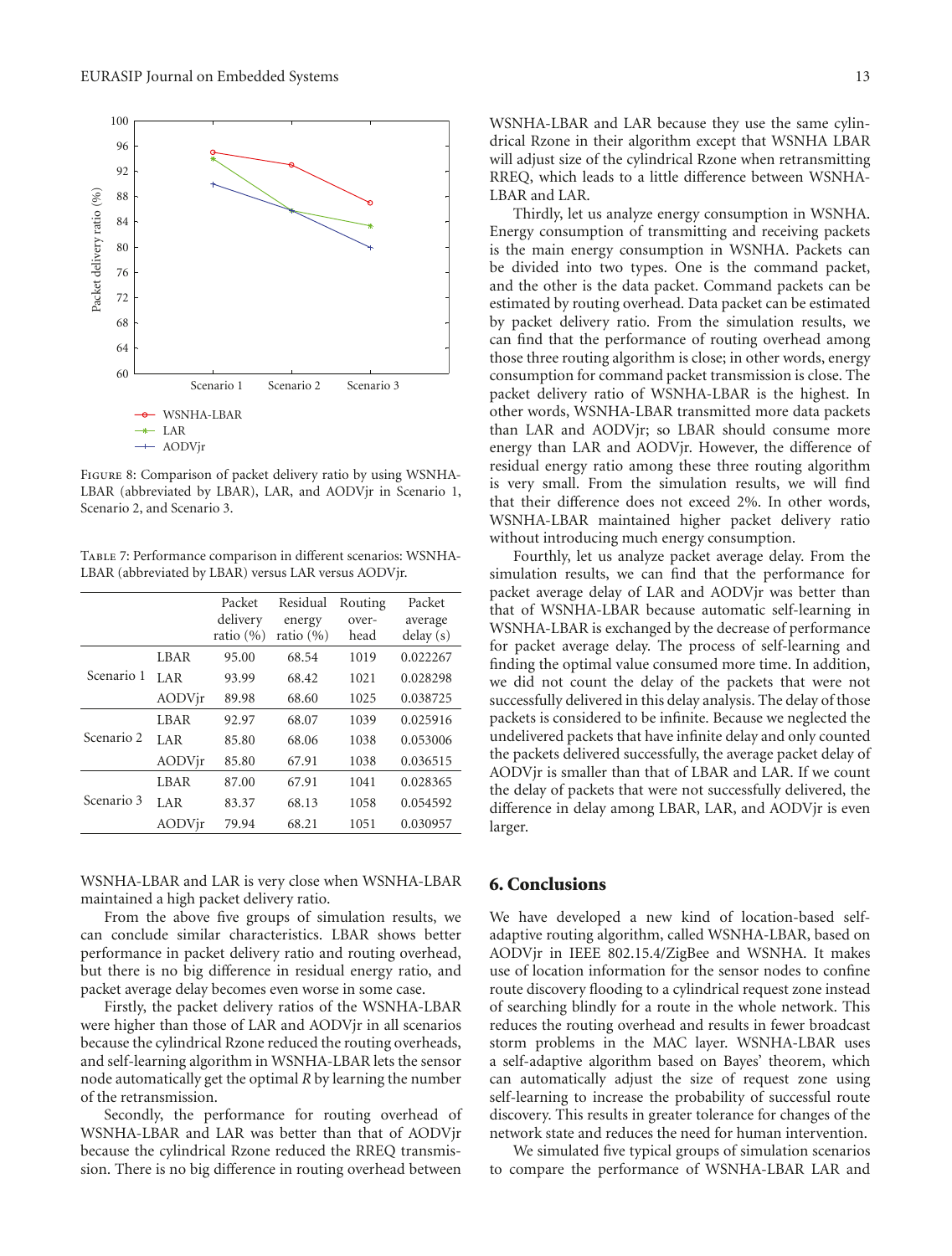100
96
92
88
84
80
76
72
68
64
60

Packet delivery ratio (%)

Scenario 1
Scenario 2
Scenario 3

WSNHA-LBAR
LAR
AODVjr

Figure 8: Comparison of packet delivery ratio by using WSNHA-LBAR (abbreviated by LBAR), LAR, and AODVjr in Scenario 1, Scenario 2, and Scenario 3.

Table 7: Performance comparison in different scenarios: WSNHA-LBAR (abbreviated by LBAR) versus LAR versus AODVjr.

| | | Packet delivery ratio (%) | Residual energy ratio (%) | Routing over-head | Packet average delay (s) |
|---|---|---|---|---|---|
| Scenario 1 | LBAR | 95.00 | 68.54 | 1019 | 0.022267 |
| | LAR | 93.99 | 68.42 | 1021 | 0.028298 |
| | AODVjr | 89.98 | 68.60 | 1025 | 0.038725 |
| Scenario 2 | LBAR | 92.97 | 68.07 | 1039 | 0.025916 |
| | LAR | 85.80 | 68.06 | 1038 | 0.053006 |
| | AODVjr | 85.80 | 67.91 | 1038 | 0.036515 |
| Scenario 3 | LBAR | 87.00 | 67.91 | 1041 | 0.028365 |
| | LAR | 83.37 | 68.13 | 1058 | 0.054592 |
| | AODVjr | 79.94 | 68.21 | 1051 | 0.030957 |

WSNHA-LBAR and LAR is very close when WSNHA-LBAR maintained a high packet delivery ratio.

From the above five groups of simulation results, we can conclude similar characteristics. LBAR shows better performance in packet delivery ratio and routing overhead, but there is no big difference in residual energy ratio, and packet average delay becomes even worse in some case.

Firstly, the packet delivery ratios of the WSNHA-LBAR were higher than those of LAR and AODVjr in all scenarios because the cylindrical Rzone reduced the routing overheads, and self-learning algorithm in WSNHA-LBAR lets the sensor node automatically get the optimal $R$ by learning the number of the retransmission.

Secondly, the performance for routing overhead of WSNHA-LBAR and LAR was better than that of AODVjr because the cylindrical Rzone reduced the RREQ transmission. There is no big difference in routing overhead between WSNHA-LBAR and LAR because they use the same cylindrical Rzone in their algorithm except that WSNHA LBAR will adjust size of the cylindrical Rzone when retransmitting RREQ, which leads to a little difference between WSNHA-LBAR and LAR.

Thirdly, let us analyze energy consumption in WSNHA. Energy consumption of transmitting and receiving packets is the main energy consumption in WSNHA. Packets can be divided into two types. One is the command packet, and the other is the data packet. Command packets can be estimated by routing overhead. Data packet can be estimated by packet delivery ratio. From the simulation results, we can find that the performance of routing overhead among those three routing algorithm is close; in other words, energy consumption for command packet transmission is close. The packet delivery ratio of WSNHA-LBAR is the highest. In other words, WSNHA-LBAR transmitted more data packets than LAR and AODVjr; so LBAR should consume more energy than LAR and AODVjr. However, the difference of residual energy ratio among these three routing algorithm is very small. From the simulation results, we will find that their difference does not exceed 2%. In other words, WSNHA-LBAR maintained higher packet delivery ratio without introducing much energy consumption.

Fourthly, let us analyze packet average delay. From the simulation results, we can find that the performance for packet average delay of LAR and AODVjr was better than that of WSNHA-LBAR because automatic self-learning in WSNHA-LBAR is exchanged by the decrease of performance for packet average delay. The process of self-learning and finding the optimal value consumed more time. In addition, we did not count the delay of the packets that were not successfully delivered in this delay analysis. The delay of those packets is considered to be infinite. Because we neglected the undelivered packets that have infinite delay and only counted the packets delivered successfully, the average packet delay of AODVjr is smaller than that of LBAR and LAR. If we count the delay of packets that were not successfully delivered, the difference in delay among LBAR, LAR, and AODVjr is even larger.

## 6. Conclusions

We have developed a new kind of location-based self-adaptive routing algorithm, called WSNHA-LBAR, based on AODVjr in IEEE 802.15.4/ZigBee and WSNHA. It makes use of location information for the sensor nodes to confine route discovery flooding to a cylindrical request zone instead of searching blindly for a route in the whole network. This reduces the routing overhead and results in fewer broadcast storm problems in the MAC layer. WSNHA-LBAR uses a self-adaptive algorithm based on Bayes' theorem, which can automatically adjust the size of request zone using self-learning to increase the probability of successful route discovery. This results in greater tolerance for changes of the network state and reduces the need for human intervention.

We simulated five typical groups of simulation scenarios to compare the performance of WSNHA-LBAR LAR and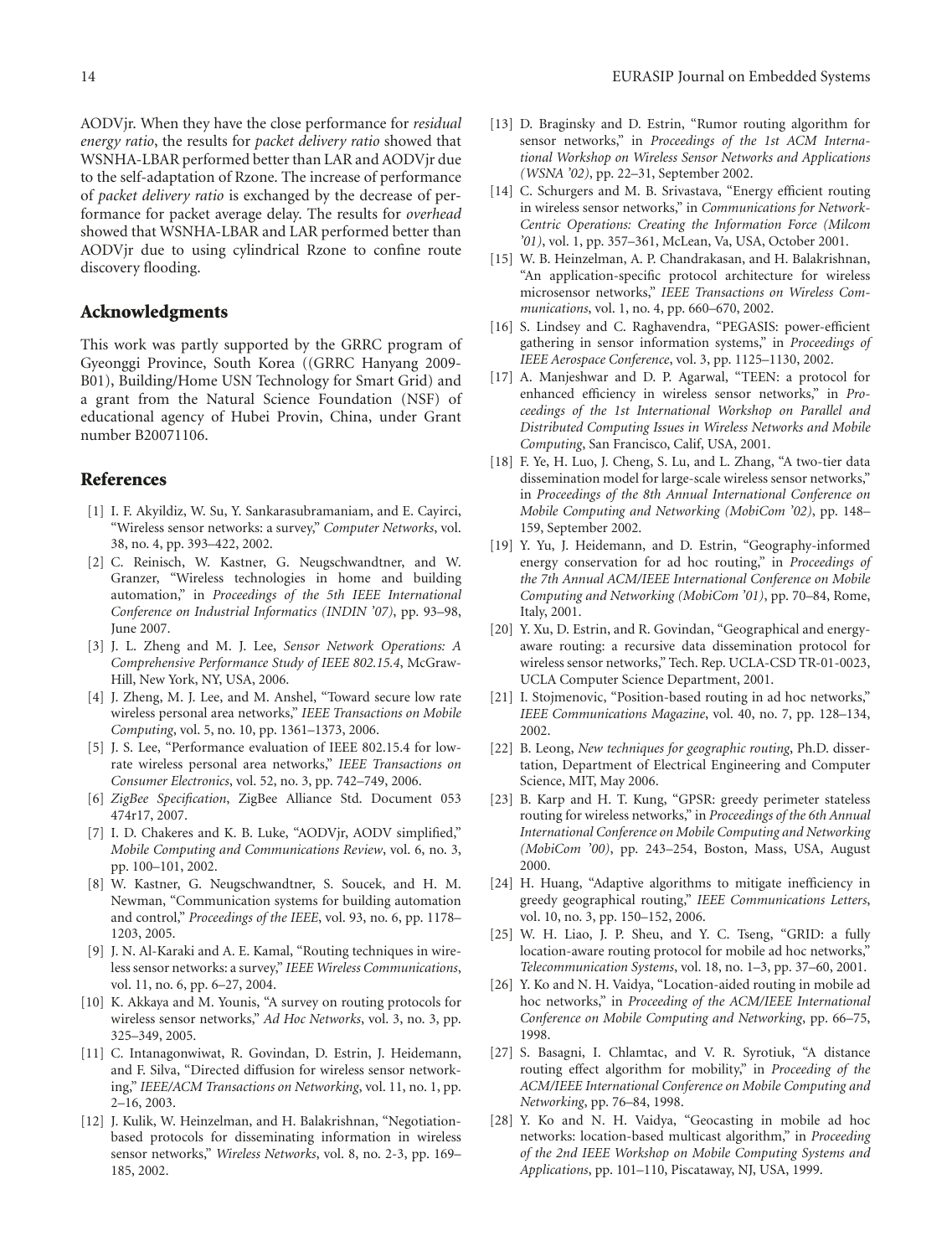AODVjr. When they have the close performance for *residual energy ratio*, the results for *packet delivery ratio* showed that WSNHA-LBAR performed better than LAR and AODVjr due to the self-adaptation of Rzone. The increase of performance of *packet delivery ratio* is exchanged by the decrease of performance for packet average delay. The results for *overhead* showed that WSNHA-LBAR and LAR performed better than AODVjr due to using cylindrical Rzone to confine route discovery flooding.

## Acknowledgments

This work was partly supported by the GRRC program of Gyeonggi Province, South Korea ((GRRC Hanyang 2009-B01), Building/Home USN Technology for Smart Grid) and a grant from the Natural Science Foundation (NSF) of educational agency of Hubei Provin, China, under Grant number B20071106.

## References

[1] I. F. Akyildiz, W. Su, Y. Sankarasubramaniam, and E. Cayirci, "Wireless sensor networks: a survey," *Computer Networks*, vol. 38, no. 4, pp. 393–422, 2002.

[2] C. Reinisch, W. Kastner, G. Neugschwandtner, and W. Granzer, "Wireless technologies in home and building automation," in *Proceedings of the 5th IEEE International Conference on Industrial Informatics (INDIN '07)*, pp. 93–98, June 2007.

[3] J. L. Zheng and M. J. Lee, *Sensor Network Operations: A Comprehensive Performance Study of IEEE 802.15.4*, McGraw-Hill, New York, NY, USA, 2006.

[4] J. Zheng, M. J. Lee, and M. Anshel, "Toward secure low rate wireless personal area networks," *IEEE Transactions on Mobile Computing*, vol. 5, no. 10, pp. 1361–1373, 2006.

[5] J. S. Lee, "Performance evaluation of IEEE 802.15.4 for low-rate wireless personal area networks," *IEEE Transactions on Consumer Electronics*, vol. 52, no. 3, pp. 742–749, 2006.

[6] *ZigBee Specification*, ZigBee Alliance Std. Document 053 474r17, 2007.

[7] I. D. Chakeres and K. B. Luke, "AODVjr, AODV simplified," *Mobile Computing and Communications Review*, vol. 6, no. 3, pp. 100–101, 2002.

[8] W. Kastner, G. Neugschwandtner, S. Soucek, and H. M. Newman, "Communication systems for building automation and control," *Proceedings of the IEEE*, vol. 93, no. 6, pp. 1178–1203, 2005.

[9] J. N. Al-Karaki and A. E. Kamal, "Routing techniques in wireless sensor networks: a survey," *IEEE Wireless Communications*, vol. 11, no. 6, pp. 6–27, 2004.

[10] K. Akkaya and M. Younis, "A survey on routing protocols for wireless sensor networks," *Ad Hoc Networks*, vol. 3, no. 3, pp. 325–349, 2005.

[11] C. Intanagonwiwat, R. Govindan, D. Estrin, J. Heidemann, and F. Silva, "Directed diffusion for wireless sensor networking," *IEEE/ACM Transactions on Networking*, vol. 11, no. 1, pp. 2–16, 2003.

[12] J. Kulik, W. Heinzelman, and H. Balakrishnan, "Negotiation-based protocols for disseminating information in wireless sensor networks," *Wireless Networks*, vol. 8, no. 2-3, pp. 169–185, 2002.

[13] D. Braginsky and D. Estrin, "Rumor routing algorithm for sensor networks," in *Proceedings of the 1st ACM International Workshop on Wireless Sensor Networks and Applications (WSNA '02)*, pp. 22–31, September 2002.

[14] C. Schurgers and M. B. Srivastava, "Energy efficient routing in wireless sensor networks," in *Communications for Network-Centric Operations: Creating the Information Force (Milcom '01)*, vol. 1, pp. 357–361, McLean, Va, USA, October 2001.

[15] W. B. Heinzelman, A. P. Chandrakasan, and H. Balakrishnan, "An application-specific protocol architecture for wireless microsensor networks," *IEEE Transactions on Wireless Communications*, vol. 1, no. 4, pp. 660–670, 2002.

[16] S. Lindsey and C. Raghavendra, "PEGASIS: power-efficient gathering in sensor information systems," in *Proceedings of IEEE Aerospace Conference*, vol. 3, pp. 1125–1130, 2002.

[17] A. Manjeshwar and D. P. Agarwal, "TEEN: a protocol for enhanced efficiency in wireless sensor networks," in *Proceedings of the 1st International Workshop on Parallel and Distributed Computing Issues in Wireless Networks and Mobile Computing*, San Francisco, Calif, USA, 2001.

[18] F. Ye, H. Luo, J. Cheng, S. Lu, and L. Zhang, "A two-tier data dissemination model for large-scale wireless sensor networks," in *Proceedings of the 8th Annual International Conference on Mobile Computing and Networking (MobiCom '02)*, pp. 148–159, September 2002.

[19] Y. Yu, J. Heidemann, and D. Estrin, "Geography-informed energy conservation for ad hoc routing," in *Proceedings of the 7th Annual ACM/IEEE International Conference on Mobile Computing and Networking (MobiCom '01)*, pp. 70–84, Rome, Italy, 2001.

[20] Y. Xu, D. Estrin, and R. Govindan, "Geographical and energy-aware routing: a recursive data dissemination protocol for wireless sensor networks," Tech. Rep. UCLA-CSD TR-01-0023, UCLA Computer Science Department, 2001.

[21] I. Stojmenovic, "Position-based routing in ad hoc networks," *IEEE Communications Magazine*, vol. 40, no. 7, pp. 128–134, 2002.

[22] B. Leong, *New techniques for geographic routing*, Ph.D. dissertation, Department of Electrical Engineering and Computer Science, MIT, May 2006.

[23] B. Karp and H. T. Kung, "GPSR: greedy perimeter stateless routing for wireless networks," in *Proceedings of the 6th Annual International Conference on Mobile Computing and Networking (MobiCom '00)*, pp. 243–254, Boston, Mass, USA, August 2000.

[24] H. Huang, "Adaptive algorithms to mitigate inefficiency in greedy geographical routing," *IEEE Communications Letters*, vol. 10, no. 3, pp. 150–152, 2006.

[25] W. H. Liao, J. P. Sheu, and Y. C. Tseng, "GRID: a fully location-aware routing protocol for mobile ad hoc networks," *Telecommunication Systems*, vol. 18, no. 1–3, pp. 37–60, 2001.

[26] Y. Ko and N. H. Vaidya, "Location-aided routing in mobile ad hoc networks," in *Proceeding of the ACM/IEEE International Conference on Mobile Computing and Networking*, pp. 66–75, 1998.

[27] S. Basagni, I. Chlamtac, and V. R. Syrotiuk, "A distance routing effect algorithm for mobility," in *Proceeding of the ACM/IEEE International Conference on Mobile Computing and Networking*, pp. 76–84, 1998.

[28] Y. Ko and N. H. Vaidya, "Geocasting in mobile ad hoc networks: location-based multicast algorithm," in *Proceeding of the 2nd IEEE Workshop on Mobile Computing Systems and Applications*, pp. 101–110, Piscataway, NJ, USA, 1999.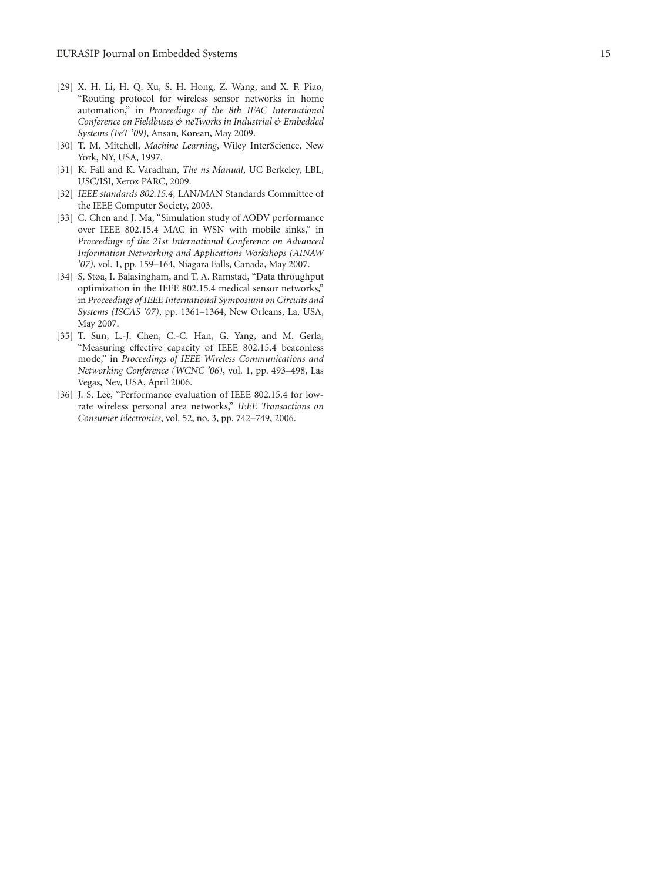[29] X. H. Li, H. Q. Xu, S. H. Hong, Z. Wang, and X. F. Piao, "Routing protocol for wireless sensor networks in home automation," in *Proceedings of the 8th IFAC International Conference on Fieldbuses & neTworks in Industrial & Embedded Systems (FeT '09)*, Ansan, Korean, May 2009.

[30] T. M. Mitchell, *Machine Learning*, Wiley InterScience, New York, NY, USA, 1997.

[31] K. Fall and K. Varadhan, *The ns Manual*, UC Berkeley, LBL, USC/ISI, Xerox PARC, 2009.

[32] *IEEE standards 802.15.4*, LAN/MAN Standards Committee of the IEEE Computer Society, 2003.

[33] C. Chen and J. Ma, "Simulation study of AODV performance over IEEE 802.15.4 MAC in WSN with mobile sinks," in *Proceedings of the 21st International Conference on Advanced Information Networking and Applications Workshops (AINAW '07)*, vol. 1, pp. 159–164, Niagara Falls, Canada, May 2007.

[34] S. Støa, I. Balasingham, and T. A. Ramstad, "Data throughput optimization in the IEEE 802.15.4 medical sensor networks," in *Proceedings of IEEE International Symposium on Circuits and Systems (ISCAS '07)*, pp. 1361–1364, New Orleans, La, USA, May 2007.

[35] T. Sun, L.-J. Chen, C.-C. Han, G. Yang, and M. Gerla, "Measuring effective capacity of IEEE 802.15.4 beaconless mode," in *Proceedings of IEEE Wireless Communications and Networking Conference (WCNC '06)*, vol. 1, pp. 493–498, Las Vegas, Nev, USA, April 2006.

[36] J. S. Lee, "Performance evaluation of IEEE 802.15.4 for low-rate wireless personal area networks," *IEEE Transactions on Consumer Electronics*, vol. 52, no. 3, pp. 742–749, 2006.